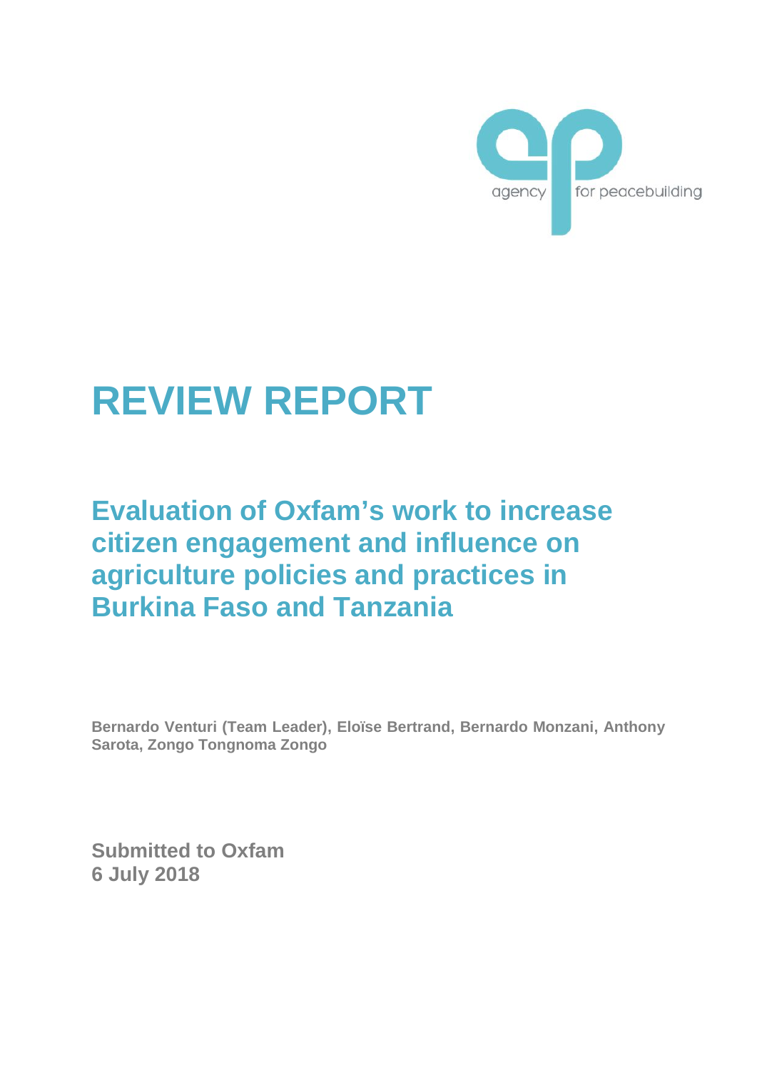agency for peacebuilding

# REVIEW REPORT

## Evaluation of Oxfam's work to increase citizen engagement and influence on agriculture policies and practices in Burkina Faso and Tanzania

**Bernardo Venturi (Team Leader), Eloïse Bertrand, Bernardo Monzani, Anthony Sarota, Zongo Tongnoma Zongo**

**Submitted to Oxfam**
**6 July 2018**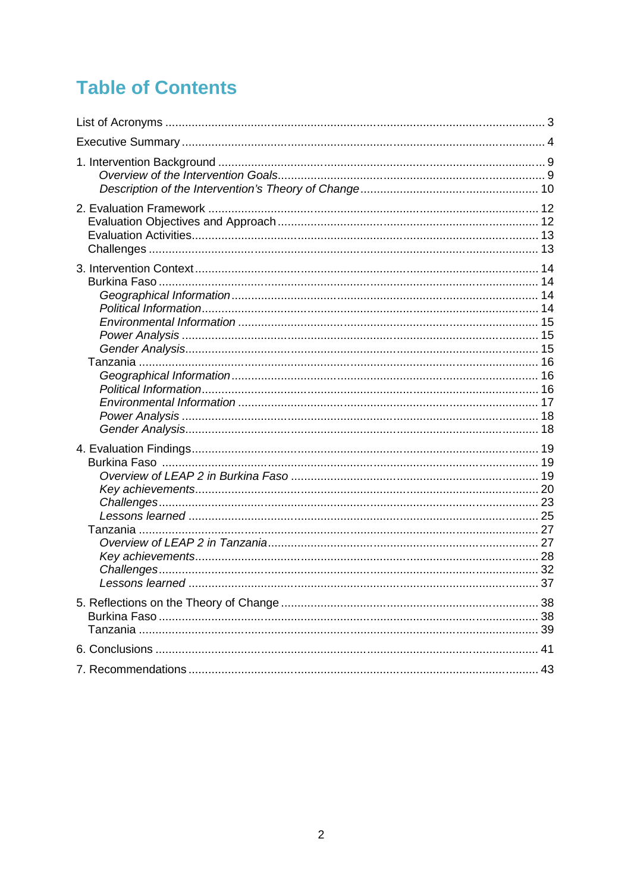# Table of Contents

List of Acronyms .......... 3

Executive Summary .......... 4

1. Intervention Background .......... 9
   - *Overview of the Intervention Goals* .......... 9
   - *Description of the Intervention's Theory of Change* .......... 10

2. Evaluation Framework .......... 12
   - Evaluation Objectives and Approach .......... 12
   - Evaluation Activities .......... 13
   - Challenges .......... 13

3. Intervention Context .......... 14
   - Burkina Faso .......... 14
     - *Geographical Information* .......... 14
     - *Political Information* .......... 14
     - *Environmental Information* .......... 15
     - *Power Analysis* .......... 15
     - *Gender Analysis* .......... 15
   - Tanzania .......... 16
     - *Geographical Information* .......... 16
     - *Political Information* .......... 16
     - *Environmental Information* .......... 17
     - *Power Analysis* .......... 18
     - *Gender Analysis* .......... 18

4. Evaluation Findings .......... 19
   - Burkina Faso .......... 19
     - *Overview of LEAP 2 in Burkina Faso* .......... 19
     - *Key achievements* .......... 20
     - *Challenges* .......... 23
     - *Lessons learned* .......... 25
   - Tanzania .......... 27
     - *Overview of LEAP 2 in Tanzania* .......... 27
     - *Key achievements* .......... 28
     - *Challenges* .......... 32
     - *Lessons learned* .......... 37

5. Reflections on the Theory of Change .......... 38
   - Burkina Faso .......... 38
   - Tanzania .......... 39

6. Conclusions .......... 41

7. Recommendations .......... 43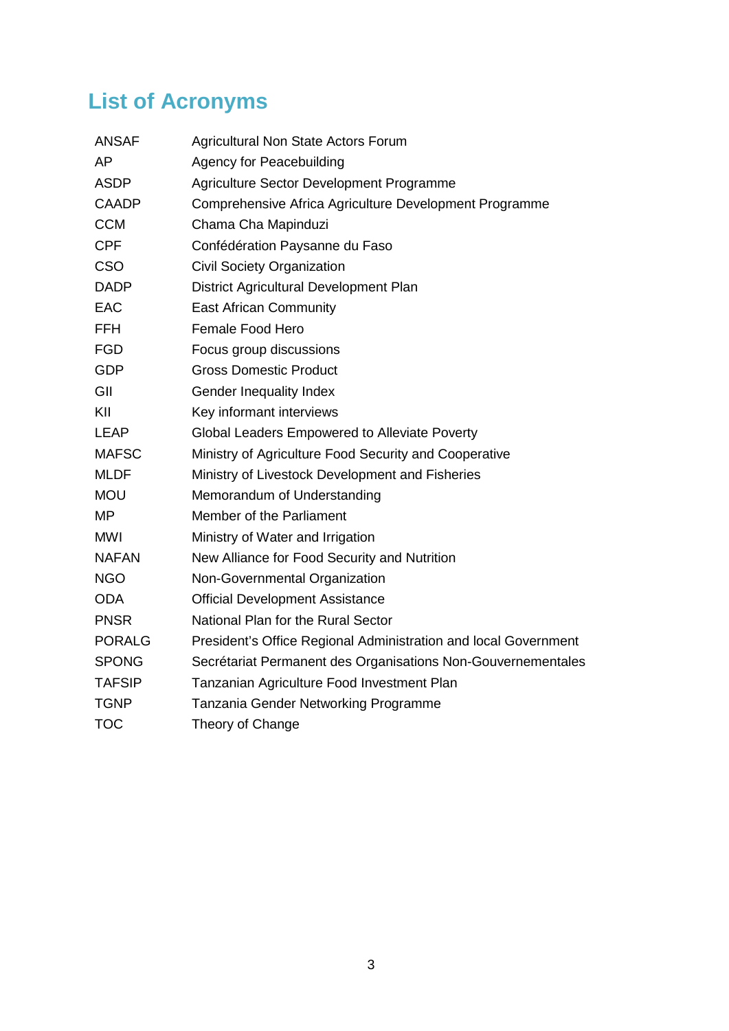## List of Acronyms

| | |
|---|---|
| ANSAF | Agricultural Non State Actors Forum |
| AP | Agency for Peacebuilding |
| ASDP | Agriculture Sector Development Programme |
| CAADP | Comprehensive Africa Agriculture Development Programme |
| CCM | Chama Cha Mapinduzi |
| CPF | Confédération Paysanne du Faso |
| CSO | Civil Society Organization |
| DADP | District Agricultural Development Plan |
| EAC | East African Community |
| FFH | Female Food Hero |
| FGD | Focus group discussions |
| GDP | Gross Domestic Product |
| GII | Gender Inequality Index |
| KII | Key informant interviews |
| LEAP | Global Leaders Empowered to Alleviate Poverty |
| MAFSC | Ministry of Agriculture Food Security and Cooperative |
| MLDF | Ministry of Livestock Development and Fisheries |
| MOU | Memorandum of Understanding |
| MP | Member of the Parliament |
| MWI | Ministry of Water and Irrigation |
| NAFAN | New Alliance for Food Security and Nutrition |
| NGO | Non-Governmental Organization |
| ODA | Official Development Assistance |
| PNSR | National Plan for the Rural Sector |
| PORALG | President's Office Regional Administration and local Government |
| SPONG | Secrétariat Permanent des Organisations Non-Gouvernementales |
| TAFSIP | Tanzanian Agriculture Food Investment Plan |
| TGNP | Tanzania Gender Networking Programme |
| TOC | Theory of Change |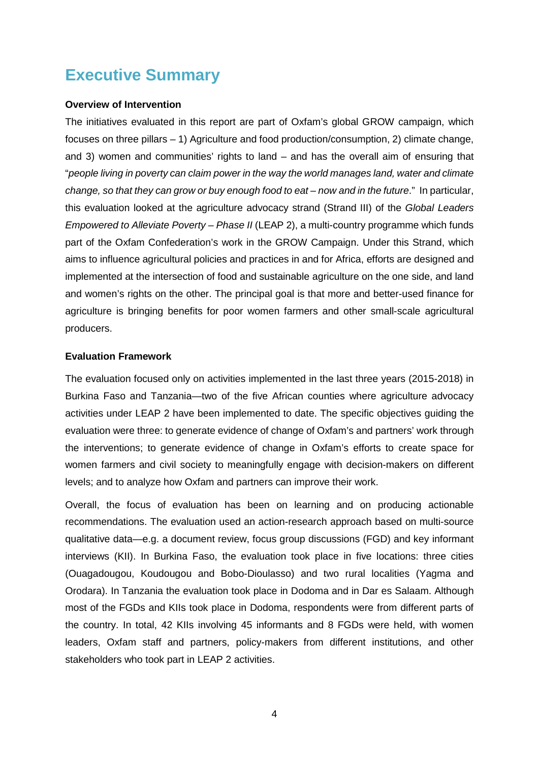# Executive Summary

**Overview of Intervention**

The initiatives evaluated in this report are part of Oxfam's global GROW campaign, which focuses on three pillars – 1) Agriculture and food production/consumption, 2) climate change, and 3) women and communities' rights to land – and has the overall aim of ensuring that "*people living in poverty can claim power in the way the world manages land, water and climate change, so that they can grow or buy enough food to eat – now and in the future*." In particular, this evaluation looked at the agriculture advocacy strand (Strand III) of the *Global Leaders Empowered to Alleviate Poverty – Phase II* (LEAP 2), a multi-country programme which funds part of the Oxfam Confederation's work in the GROW Campaign. Under this Strand, which aims to influence agricultural policies and practices in and for Africa, efforts are designed and implemented at the intersection of food and sustainable agriculture on the one side, and land and women's rights on the other. The principal goal is that more and better-used finance for agriculture is bringing benefits for poor women farmers and other small-scale agricultural producers.

**Evaluation Framework**

The evaluation focused only on activities implemented in the last three years (2015-2018) in Burkina Faso and Tanzania—two of the five African counties where agriculture advocacy activities under LEAP 2 have been implemented to date. The specific objectives guiding the evaluation were three: to generate evidence of change of Oxfam's and partners' work through the interventions; to generate evidence of change in Oxfam's efforts to create space for women farmers and civil society to meaningfully engage with decision-makers on different levels; and to analyze how Oxfam and partners can improve their work.

Overall, the focus of evaluation has been on learning and on producing actionable recommendations. The evaluation used an action-research approach based on multi-source qualitative data—e.g. a document review, focus group discussions (FGD) and key informant interviews (KII). In Burkina Faso, the evaluation took place in five locations: three cities (Ouagadougou, Koudougou and Bobo-Dioulasso) and two rural localities (Yagma and Orodara). In Tanzania the evaluation took place in Dodoma and in Dar es Salaam. Although most of the FGDs and KIIs took place in Dodoma, respondents were from different parts of the country. In total, 42 KIIs involving 45 informants and 8 FGDs were held, with women leaders, Oxfam staff and partners, policy-makers from different institutions, and other stakeholders who took part in LEAP 2 activities.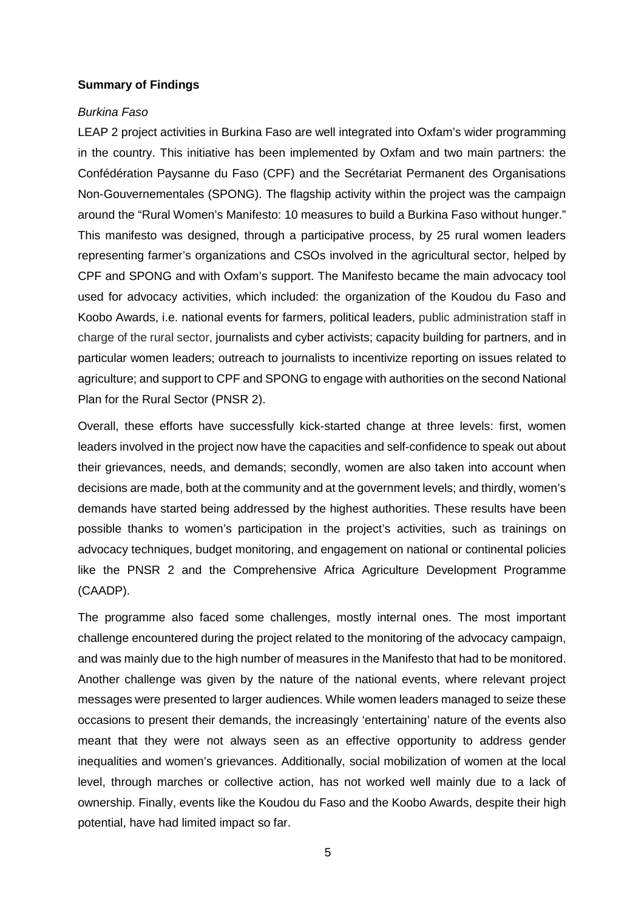**Summary of Findings**

*Burkina Faso*

LEAP 2 project activities in Burkina Faso are well integrated into Oxfam's wider programming in the country. This initiative has been implemented by Oxfam and two main partners: the Confédération Paysanne du Faso (CPF) and the Secrétariat Permanent des Organisations Non-Gouvernementales (SPONG). The flagship activity within the project was the campaign around the "Rural Women's Manifesto: 10 measures to build a Burkina Faso without hunger." This manifesto was designed, through a participative process, by 25 rural women leaders representing farmer's organizations and CSOs involved in the agricultural sector, helped by CPF and SPONG and with Oxfam's support. The Manifesto became the main advocacy tool used for advocacy activities, which included: the organization of the Koudou du Faso and Koobo Awards, i.e. national events for farmers, political leaders, public administration staff in charge of the rural sector, journalists and cyber activists; capacity building for partners, and in particular women leaders; outreach to journalists to incentivize reporting on issues related to agriculture; and support to CPF and SPONG to engage with authorities on the second National Plan for the Rural Sector (PNSR 2).

Overall, these efforts have successfully kick-started change at three levels: first, women leaders involved in the project now have the capacities and self-confidence to speak out about their grievances, needs, and demands; secondly, women are also taken into account when decisions are made, both at the community and at the government levels; and thirdly, women's demands have started being addressed by the highest authorities. These results have been possible thanks to women's participation in the project's activities, such as trainings on advocacy techniques, budget monitoring, and engagement on national or continental policies like the PNSR 2 and the Comprehensive Africa Agriculture Development Programme (CAADP).

The programme also faced some challenges, mostly internal ones. The most important challenge encountered during the project related to the monitoring of the advocacy campaign, and was mainly due to the high number of measures in the Manifesto that had to be monitored. Another challenge was given by the nature of the national events, where relevant project messages were presented to larger audiences. While women leaders managed to seize these occasions to present their demands, the increasingly 'entertaining' nature of the events also meant that they were not always seen as an effective opportunity to address gender inequalities and women's grievances. Additionally, social mobilization of women at the local level, through marches or collective action, has not worked well mainly due to a lack of ownership. Finally, events like the Koudou du Faso and the Koobo Awards, despite their high potential, have had limited impact so far.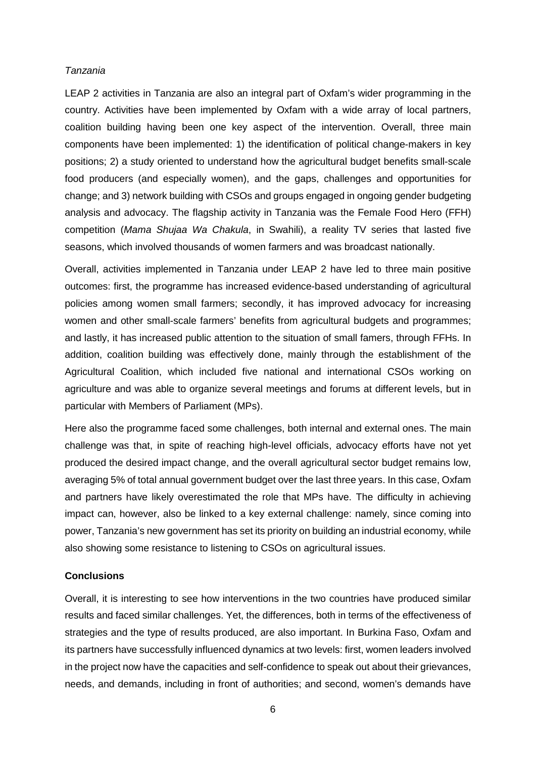*Tanzania*

LEAP 2 activities in Tanzania are also an integral part of Oxfam's wider programming in the country. Activities have been implemented by Oxfam with a wide array of local partners, coalition building having been one key aspect of the intervention. Overall, three main components have been implemented: 1) the identification of political change-makers in key positions; 2) a study oriented to understand how the agricultural budget benefits small-scale food producers (and especially women), and the gaps, challenges and opportunities for change; and 3) network building with CSOs and groups engaged in ongoing gender budgeting analysis and advocacy. The flagship activity in Tanzania was the Female Food Hero (FFH) competition (*Mama Shujaa Wa Chakula*, in Swahili), a reality TV series that lasted five seasons, which involved thousands of women farmers and was broadcast nationally.

Overall, activities implemented in Tanzania under LEAP 2 have led to three main positive outcomes: first, the programme has increased evidence-based understanding of agricultural policies among women small farmers; secondly, it has improved advocacy for increasing women and other small-scale farmers' benefits from agricultural budgets and programmes; and lastly, it has increased public attention to the situation of small famers, through FFHs. In addition, coalition building was effectively done, mainly through the establishment of the Agricultural Coalition, which included five national and international CSOs working on agriculture and was able to organize several meetings and forums at different levels, but in particular with Members of Parliament (MPs).

Here also the programme faced some challenges, both internal and external ones. The main challenge was that, in spite of reaching high-level officials, advocacy efforts have not yet produced the desired impact change, and the overall agricultural sector budget remains low, averaging 5% of total annual government budget over the last three years. In this case, Oxfam and partners have likely overestimated the role that MPs have. The difficulty in achieving impact can, however, also be linked to a key external challenge: namely, since coming into power, Tanzania's new government has set its priority on building an industrial economy, while also showing some resistance to listening to CSOs on agricultural issues.

**Conclusions**

Overall, it is interesting to see how interventions in the two countries have produced similar results and faced similar challenges. Yet, the differences, both in terms of the effectiveness of strategies and the type of results produced, are also important. In Burkina Faso, Oxfam and its partners have successfully influenced dynamics at two levels: first, women leaders involved in the project now have the capacities and self-confidence to speak out about their grievances, needs, and demands, including in front of authorities; and second, women's demands have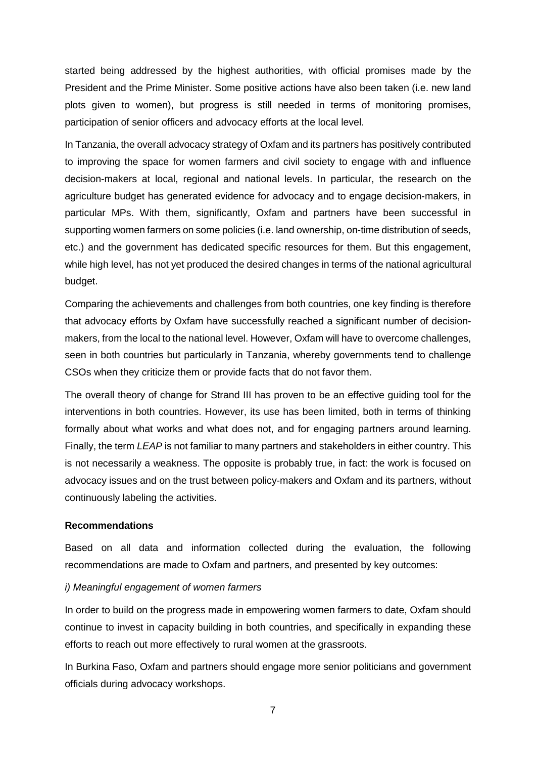started being addressed by the highest authorities, with official promises made by the President and the Prime Minister. Some positive actions have also been taken (i.e. new land plots given to women), but progress is still needed in terms of monitoring promises, participation of senior officers and advocacy efforts at the local level.

In Tanzania, the overall advocacy strategy of Oxfam and its partners has positively contributed to improving the space for women farmers and civil society to engage with and influence decision-makers at local, regional and national levels. In particular, the research on the agriculture budget has generated evidence for advocacy and to engage decision-makers, in particular MPs. With them, significantly, Oxfam and partners have been successful in supporting women farmers on some policies (i.e. land ownership, on-time distribution of seeds, etc.) and the government has dedicated specific resources for them. But this engagement, while high level, has not yet produced the desired changes in terms of the national agricultural budget.

Comparing the achievements and challenges from both countries, one key finding is therefore that advocacy efforts by Oxfam have successfully reached a significant number of decision-makers, from the local to the national level. However, Oxfam will have to overcome challenges, seen in both countries but particularly in Tanzania, whereby governments tend to challenge CSOs when they criticize them or provide facts that do not favor them.

The overall theory of change for Strand III has proven to be an effective guiding tool for the interventions in both countries. However, its use has been limited, both in terms of thinking formally about what works and what does not, and for engaging partners around learning. Finally, the term *LEAP* is not familiar to many partners and stakeholders in either country. This is not necessarily a weakness. The opposite is probably true, in fact: the work is focused on advocacy issues and on the trust between policy-makers and Oxfam and its partners, without continuously labeling the activities.

**Recommendations**

Based on all data and information collected during the evaluation, the following recommendations are made to Oxfam and partners, and presented by key outcomes:

*i) Meaningful engagement of women farmers*

In order to build on the progress made in empowering women farmers to date, Oxfam should continue to invest in capacity building in both countries, and specifically in expanding these efforts to reach out more effectively to rural women at the grassroots.

In Burkina Faso, Oxfam and partners should engage more senior politicians and government officials during advocacy workshops.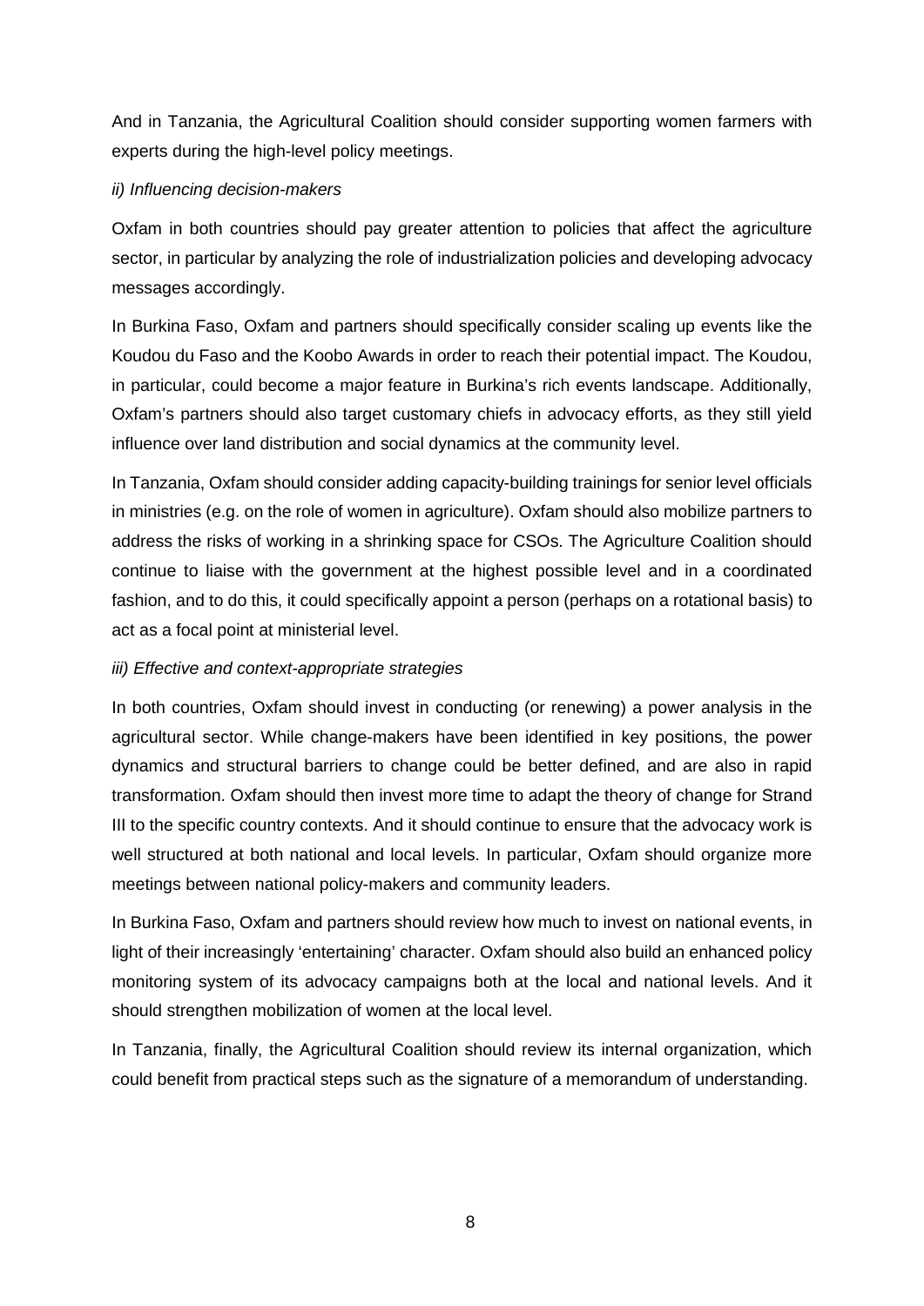And in Tanzania, the Agricultural Coalition should consider supporting women farmers with experts during the high-level policy meetings.

*ii) Influencing decision-makers*

Oxfam in both countries should pay greater attention to policies that affect the agriculture sector, in particular by analyzing the role of industrialization policies and developing advocacy messages accordingly.

In Burkina Faso, Oxfam and partners should specifically consider scaling up events like the Koudou du Faso and the Koobo Awards in order to reach their potential impact. The Koudou, in particular, could become a major feature in Burkina's rich events landscape. Additionally, Oxfam's partners should also target customary chiefs in advocacy efforts, as they still yield influence over land distribution and social dynamics at the community level.

In Tanzania, Oxfam should consider adding capacity-building trainings for senior level officials in ministries (e.g. on the role of women in agriculture). Oxfam should also mobilize partners to address the risks of working in a shrinking space for CSOs. The Agriculture Coalition should continue to liaise with the government at the highest possible level and in a coordinated fashion, and to do this, it could specifically appoint a person (perhaps on a rotational basis) to act as a focal point at ministerial level.

*iii) Effective and context-appropriate strategies*

In both countries, Oxfam should invest in conducting (or renewing) a power analysis in the agricultural sector. While change-makers have been identified in key positions, the power dynamics and structural barriers to change could be better defined, and are also in rapid transformation. Oxfam should then invest more time to adapt the theory of change for Strand III to the specific country contexts. And it should continue to ensure that the advocacy work is well structured at both national and local levels. In particular, Oxfam should organize more meetings between national policy-makers and community leaders.

In Burkina Faso, Oxfam and partners should review how much to invest on national events, in light of their increasingly 'entertaining' character. Oxfam should also build an enhanced policy monitoring system of its advocacy campaigns both at the local and national levels. And it should strengthen mobilization of women at the local level.

In Tanzania, finally, the Agricultural Coalition should review its internal organization, which could benefit from practical steps such as the signature of a memorandum of understanding.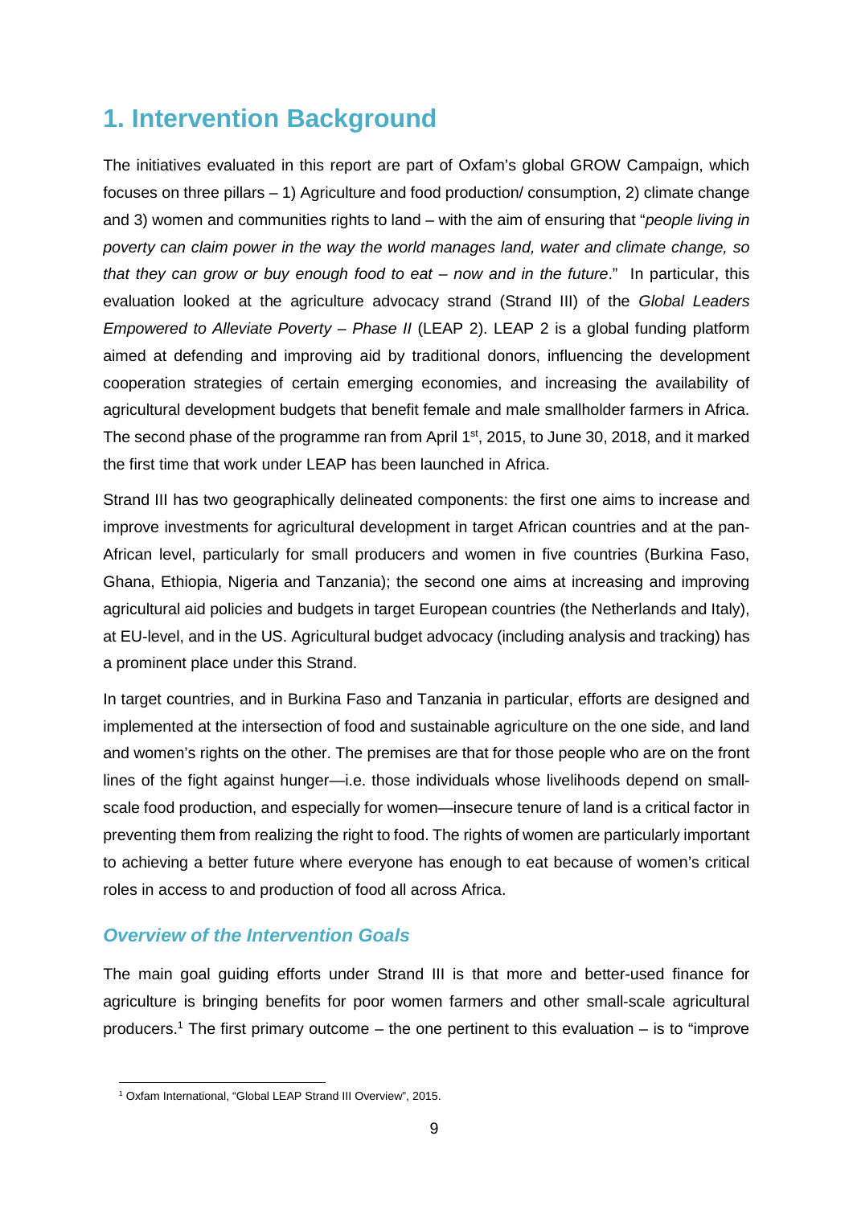# 1. Intervention Background

The initiatives evaluated in this report are part of Oxfam's global GROW Campaign, which focuses on three pillars – 1) Agriculture and food production/ consumption, 2) climate change and 3) women and communities rights to land – with the aim of ensuring that "*people living in poverty can claim power in the way the world manages land, water and climate change, so that they can grow or buy enough food to eat – now and in the future*." In particular, this evaluation looked at the agriculture advocacy strand (Strand III) of the *Global Leaders Empowered to Alleviate Poverty – Phase II* (LEAP 2). LEAP 2 is a global funding platform aimed at defending and improving aid by traditional donors, influencing the development cooperation strategies of certain emerging economies, and increasing the availability of agricultural development budgets that benefit female and male smallholder farmers in Africa. The second phase of the programme ran from April 1st, 2015, to June 30, 2018, and it marked the first time that work under LEAP has been launched in Africa.

Strand III has two geographically delineated components: the first one aims to increase and improve investments for agricultural development in target African countries and at the pan-African level, particularly for small producers and women in five countries (Burkina Faso, Ghana, Ethiopia, Nigeria and Tanzania); the second one aims at increasing and improving agricultural aid policies and budgets in target European countries (the Netherlands and Italy), at EU-level, and in the US. Agricultural budget advocacy (including analysis and tracking) has a prominent place under this Strand.

In target countries, and in Burkina Faso and Tanzania in particular, efforts are designed and implemented at the intersection of food and sustainable agriculture on the one side, and land and women's rights on the other. The premises are that for those people who are on the front lines of the fight against hunger—i.e. those individuals whose livelihoods depend on small-scale food production, and especially for women—insecure tenure of land is a critical factor in preventing them from realizing the right to food. The rights of women are particularly important to achieving a better future where everyone has enough to eat because of women's critical roles in access to and production of food all across Africa.

### *Overview of the Intervention Goals*

The main goal guiding efforts under Strand III is that more and better-used finance for agriculture is bringing benefits for poor women farmers and other small-scale agricultural producers.[1] The first primary outcome – the one pertinent to this evaluation – is to "improve

[1] Oxfam International, "Global LEAP Strand III Overview", 2015.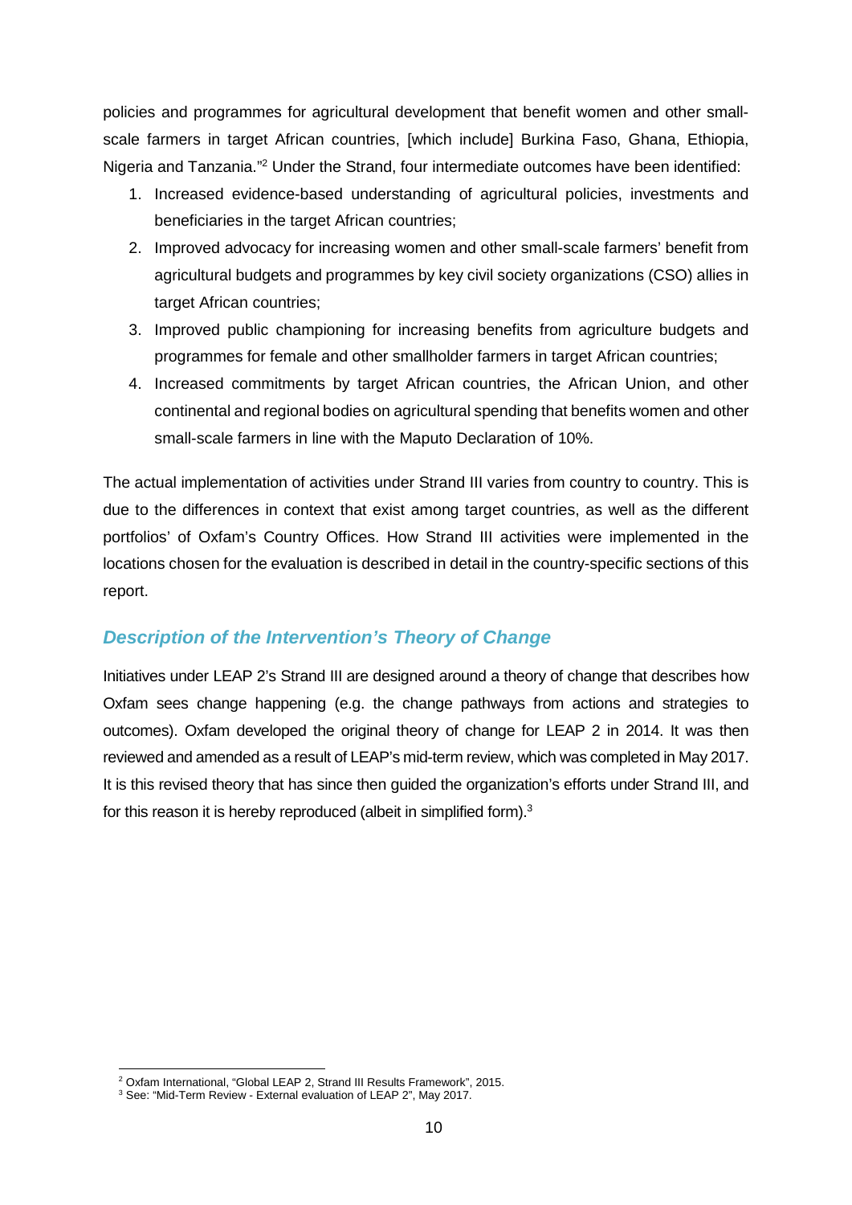policies and programmes for agricultural development that benefit women and other small-scale farmers in target African countries, [which include] Burkina Faso, Ghana, Ethiopia, Nigeria and Tanzania."[2] Under the Strand, four intermediate outcomes have been identified:

1. Increased evidence-based understanding of agricultural policies, investments and beneficiaries in the target African countries;
2. Improved advocacy for increasing women and other small-scale farmers' benefit from agricultural budgets and programmes by key civil society organizations (CSO) allies in target African countries;
3. Improved public championing for increasing benefits from agriculture budgets and programmes for female and other smallholder farmers in target African countries;
4. Increased commitments by target African countries, the African Union, and other continental and regional bodies on agricultural spending that benefits women and other small-scale farmers in line with the Maputo Declaration of 10%.

The actual implementation of activities under Strand III varies from country to country. This is due to the differences in context that exist among target countries, as well as the different portfolios' of Oxfam's Country Offices. How Strand III activities were implemented in the locations chosen for the evaluation is described in detail in the country-specific sections of this report.

### *Description of the Intervention's Theory of Change*

Initiatives under LEAP 2's Strand III are designed around a theory of change that describes how Oxfam sees change happening (e.g. the change pathways from actions and strategies to outcomes). Oxfam developed the original theory of change for LEAP 2 in 2014. It was then reviewed and amended as a result of LEAP's mid-term review, which was completed in May 2017. It is this revised theory that has since then guided the organization's efforts under Strand III, and for this reason it is hereby reproduced (albeit in simplified form).[3]

[2] Oxfam International, "Global LEAP 2, Strand III Results Framework", 2015.
[3] See: "Mid-Term Review - External evaluation of LEAP 2", May 2017.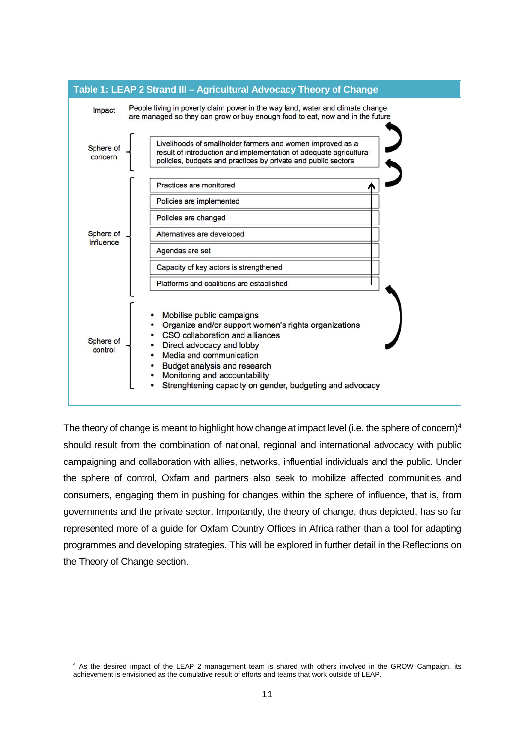**Table 1: LEAP 2 Strand III – Agricultural Advocacy Theory of Change**

| Level | Content |
|---|---|
| Impact | People living in poverty claim power in the way land, water and climate change are managed so they can grow or buy enough food to eat, now and in the future |
| Sphere of concern | Livelihoods of smallholder farmers and women improved as a result of introduction and implementation of adequate agricultural policies, budgets and practices by private and public sectors |
| Sphere of Influence | Practices are monitored |
| | Policies are implemented |
| | Policies are changed |
| | Alternatives are developed |
| | Agendas are set |
| | Capacity of key actors is strengthened |
| | Platforms and coalitions are established |
| Sphere of control | • Mobilise public campaigns<br>• Organize and/or support women's rights organizations<br>• CSO collaboration and alliances<br>• Direct advocacy and lobby<br>• Media and communication<br>• Budget analysis and research<br>• Monitoring and accountability<br>• Strenghtening capacity on gender, budgeting and advocacy |

The theory of change is meant to highlight how change at impact level (i.e. the sphere of concern)[4] should result from the combination of national, regional and international advocacy with public campaigning and collaboration with allies, networks, influential individuals and the public. Under the sphere of control, Oxfam and partners also seek to mobilize affected communities and consumers, engaging them in pushing for changes within the sphere of influence, that is, from governments and the private sector. Importantly, the theory of change, thus depicted, has so far represented more of a guide for Oxfam Country Offices in Africa rather than a tool for adapting programmes and developing strategies. This will be explored in further detail in the Reflections on the Theory of Change section.

[4] As the desired impact of the LEAP 2 management team is shared with others involved in the GROW Campaign, its achievement is envisioned as the cumulative result of efforts and teams that work outside of LEAP.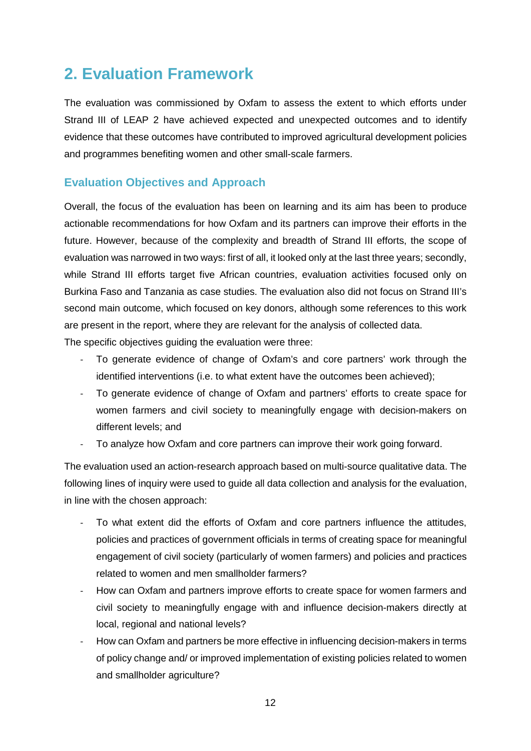## 2. Evaluation Framework

The evaluation was commissioned by Oxfam to assess the extent to which efforts under Strand III of LEAP 2 have achieved expected and unexpected outcomes and to identify evidence that these outcomes have contributed to improved agricultural development policies and programmes benefiting women and other small-scale farmers.

### Evaluation Objectives and Approach

Overall, the focus of the evaluation has been on learning and its aim has been to produce actionable recommendations for how Oxfam and its partners can improve their efforts in the future. However, because of the complexity and breadth of Strand III efforts, the scope of evaluation was narrowed in two ways: first of all, it looked only at the last three years; secondly, while Strand III efforts target five African countries, evaluation activities focused only on Burkina Faso and Tanzania as case studies. The evaluation also did not focus on Strand III's second main outcome, which focused on key donors, although some references to this work are present in the report, where they are relevant for the analysis of collected data.
The specific objectives guiding the evaluation were three:

- To generate evidence of change of Oxfam's and core partners' work through the identified interventions (i.e. to what extent have the outcomes been achieved);
- To generate evidence of change of Oxfam and partners' efforts to create space for women farmers and civil society to meaningfully engage with decision-makers on different levels; and
- To analyze how Oxfam and core partners can improve their work going forward.

The evaluation used an action-research approach based on multi-source qualitative data. The following lines of inquiry were used to guide all data collection and analysis for the evaluation, in line with the chosen approach:

- To what extent did the efforts of Oxfam and core partners influence the attitudes, policies and practices of government officials in terms of creating space for meaningful engagement of civil society (particularly of women farmers) and policies and practices related to women and men smallholder farmers?
- How can Oxfam and partners improve efforts to create space for women farmers and civil society to meaningfully engage with and influence decision-makers directly at local, regional and national levels?
- How can Oxfam and partners be more effective in influencing decision-makers in terms of policy change and/ or improved implementation of existing policies related to women and smallholder agriculture?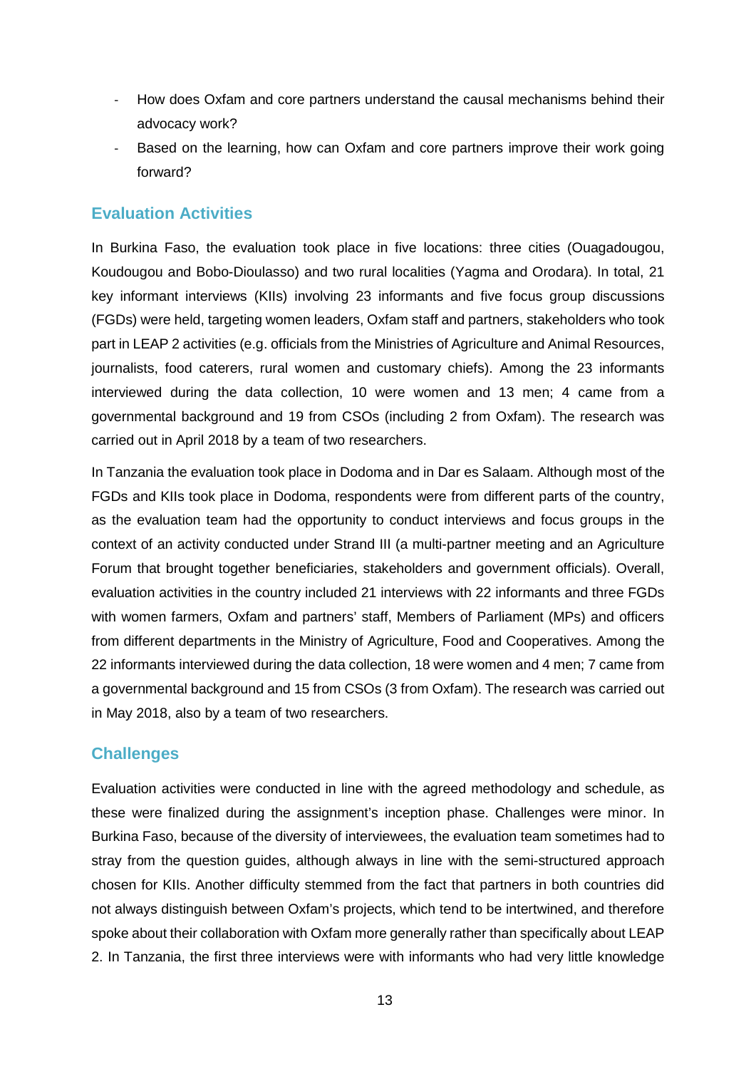- How does Oxfam and core partners understand the causal mechanisms behind their advocacy work?
- Based on the learning, how can Oxfam and core partners improve their work going forward?

## Evaluation Activities

In Burkina Faso, the evaluation took place in five locations: three cities (Ouagadougou, Koudougou and Bobo-Dioulasso) and two rural localities (Yagma and Orodara). In total, 21 key informant interviews (KIIs) involving 23 informants and five focus group discussions (FGDs) were held, targeting women leaders, Oxfam staff and partners, stakeholders who took part in LEAP 2 activities (e.g. officials from the Ministries of Agriculture and Animal Resources, journalists, food caterers, rural women and customary chiefs). Among the 23 informants interviewed during the data collection, 10 were women and 13 men; 4 came from a governmental background and 19 from CSOs (including 2 from Oxfam). The research was carried out in April 2018 by a team of two researchers.

In Tanzania the evaluation took place in Dodoma and in Dar es Salaam. Although most of the FGDs and KIIs took place in Dodoma, respondents were from different parts of the country, as the evaluation team had the opportunity to conduct interviews and focus groups in the context of an activity conducted under Strand III (a multi-partner meeting and an Agriculture Forum that brought together beneficiaries, stakeholders and government officials). Overall, evaluation activities in the country included 21 interviews with 22 informants and three FGDs with women farmers, Oxfam and partners' staff, Members of Parliament (MPs) and officers from different departments in the Ministry of Agriculture, Food and Cooperatives. Among the 22 informants interviewed during the data collection, 18 were women and 4 men; 7 came from a governmental background and 15 from CSOs (3 from Oxfam). The research was carried out in May 2018, also by a team of two researchers.

## Challenges

Evaluation activities were conducted in line with the agreed methodology and schedule, as these were finalized during the assignment's inception phase. Challenges were minor. In Burkina Faso, because of the diversity of interviewees, the evaluation team sometimes had to stray from the question guides, although always in line with the semi-structured approach chosen for KIIs. Another difficulty stemmed from the fact that partners in both countries did not always distinguish between Oxfam's projects, which tend to be intertwined, and therefore spoke about their collaboration with Oxfam more generally rather than specifically about LEAP 2. In Tanzania, the first three interviews were with informants who had very little knowledge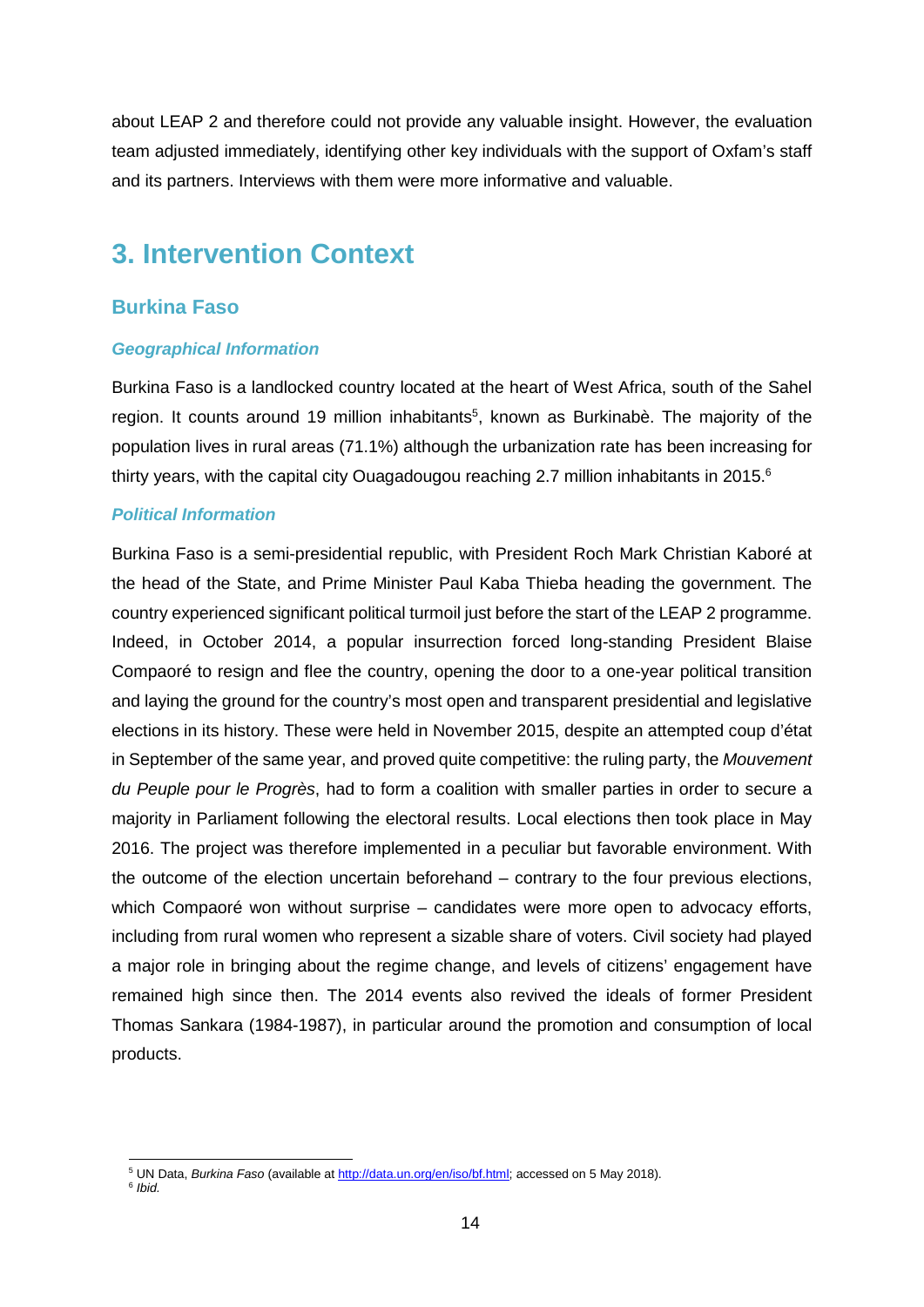about LEAP 2 and therefore could not provide any valuable insight. However, the evaluation team adjusted immediately, identifying other key individuals with the support of Oxfam's staff and its partners. Interviews with them were more informative and valuable.

# 3. Intervention Context

## Burkina Faso

### *Geographical Information*

Burkina Faso is a landlocked country located at the heart of West Africa, south of the Sahel region. It counts around 19 million inhabitants[5], known as Burkinabè. The majority of the population lives in rural areas (71.1%) although the urbanization rate has been increasing for thirty years, with the capital city Ouagadougou reaching 2.7 million inhabitants in 2015.[6]

### *Political Information*

Burkina Faso is a semi-presidential republic, with President Roch Mark Christian Kaboré at the head of the State, and Prime Minister Paul Kaba Thieba heading the government. The country experienced significant political turmoil just before the start of the LEAP 2 programme. Indeed, in October 2014, a popular insurrection forced long-standing President Blaise Compaoré to resign and flee the country, opening the door to a one-year political transition and laying the ground for the country's most open and transparent presidential and legislative elections in its history. These were held in November 2015, despite an attempted coup d'état in September of the same year, and proved quite competitive: the ruling party, the *Mouvement du Peuple pour le Progrès*, had to form a coalition with smaller parties in order to secure a majority in Parliament following the electoral results. Local elections then took place in May 2016. The project was therefore implemented in a peculiar but favorable environment. With the outcome of the election uncertain beforehand – contrary to the four previous elections, which Compaoré won without surprise – candidates were more open to advocacy efforts, including from rural women who represent a sizable share of voters. Civil society had played a major role in bringing about the regime change, and levels of citizens' engagement have remained high since then. The 2014 events also revived the ideals of former President Thomas Sankara (1984-1987), in particular around the promotion and consumption of local products.

---

[5] UN Data, *Burkina Faso* (available at http://data.un.org/en/iso/bf.html; accessed on 5 May 2018).

[6] *Ibid.*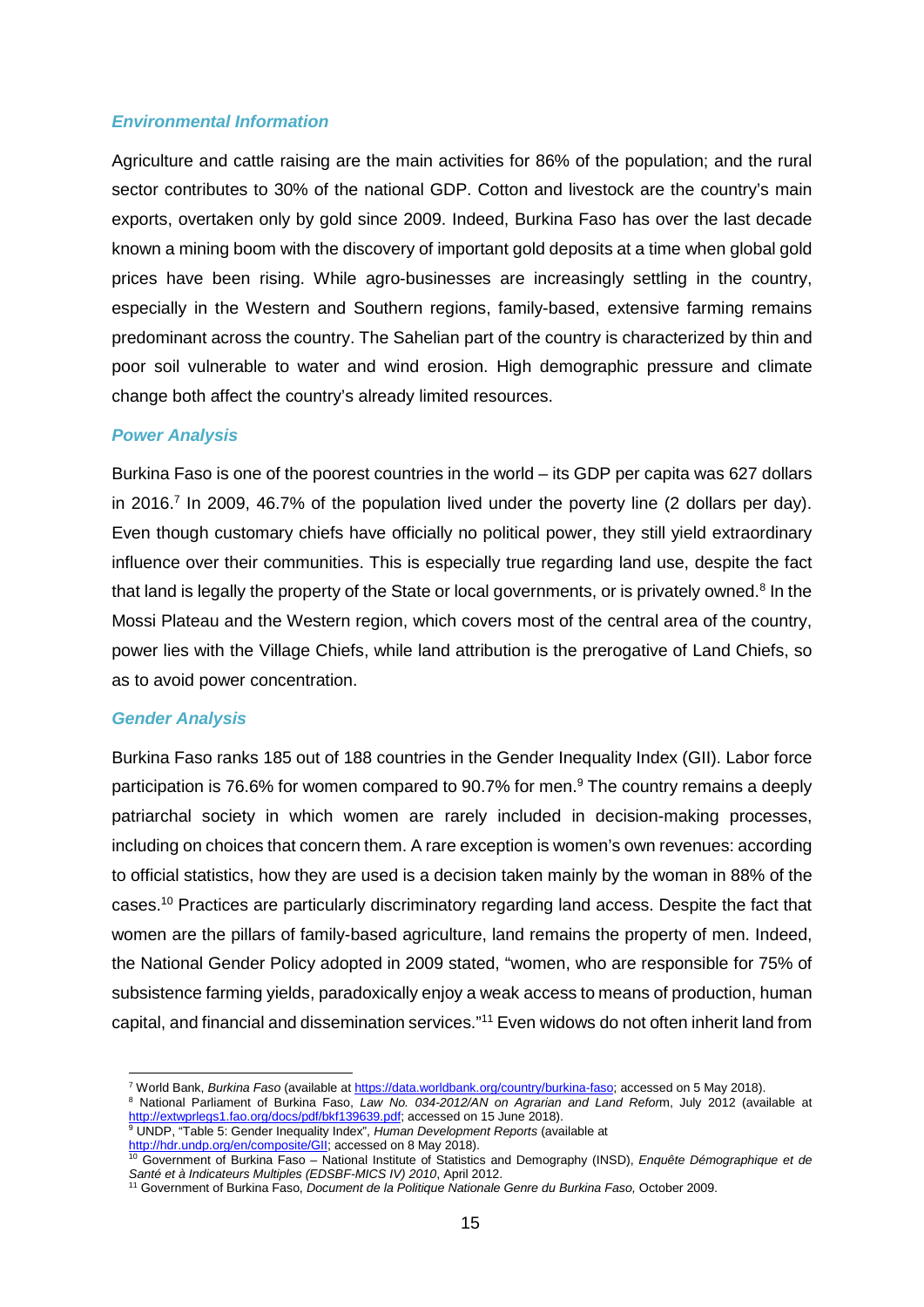### *Environmental Information*

Agriculture and cattle raising are the main activities for 86% of the population; and the rural sector contributes to 30% of the national GDP. Cotton and livestock are the country's main exports, overtaken only by gold since 2009. Indeed, Burkina Faso has over the last decade known a mining boom with the discovery of important gold deposits at a time when global gold prices have been rising. While agro-businesses are increasingly settling in the country, especially in the Western and Southern regions, family-based, extensive farming remains predominant across the country. The Sahelian part of the country is characterized by thin and poor soil vulnerable to water and wind erosion. High demographic pressure and climate change both affect the country's already limited resources.

### *Power Analysis*

Burkina Faso is one of the poorest countries in the world – its GDP per capita was 627 dollars in 2016.[7] In 2009, 46.7% of the population lived under the poverty line (2 dollars per day). Even though customary chiefs have officially no political power, they still yield extraordinary influence over their communities. This is especially true regarding land use, despite the fact that land is legally the property of the State or local governments, or is privately owned.[8] In the Mossi Plateau and the Western region, which covers most of the central area of the country, power lies with the Village Chiefs, while land attribution is the prerogative of Land Chiefs, so as to avoid power concentration.

### *Gender Analysis*

Burkina Faso ranks 185 out of 188 countries in the Gender Inequality Index (GII). Labor force participation is 76.6% for women compared to 90.7% for men.[9] The country remains a deeply patriarchal society in which women are rarely included in decision-making processes, including on choices that concern them. A rare exception is women's own revenues: according to official statistics, how they are used is a decision taken mainly by the woman in 88% of the cases.[10] Practices are particularly discriminatory regarding land access. Despite the fact that women are the pillars of family-based agriculture, land remains the property of men. Indeed, the National Gender Policy adopted in 2009 stated, "women, who are responsible for 75% of subsistence farming yields, paradoxically enjoy a weak access to means of production, human capital, and financial and dissemination services."[11] Even widows do not often inherit land from

---

[7] World Bank, *Burkina Faso* (available at https://data.worldbank.org/country/burkina-faso; accessed on 5 May 2018).

[8] National Parliament of Burkina Faso, *Law No. 034-2012/AN on Agrarian and Land Reform*, July 2012 (available at http://extwprlegs1.fao.org/docs/pdf/bkf139639.pdf; accessed on 15 June 2018).

[9] UNDP, "Table 5: Gender Inequality Index", *Human Development Reports* (available at http://hdr.undp.org/en/composite/GII; accessed on 8 May 2018).

[10] Government of Burkina Faso – National Institute of Statistics and Demography (INSD), *Enquête Démographique et de Santé et à Indicateurs Multiples (EDSBF-MICS IV) 2010*, April 2012.

[11] Government of Burkina Faso, *Document de la Politique Nationale Genre du Burkina Faso*, October 2009.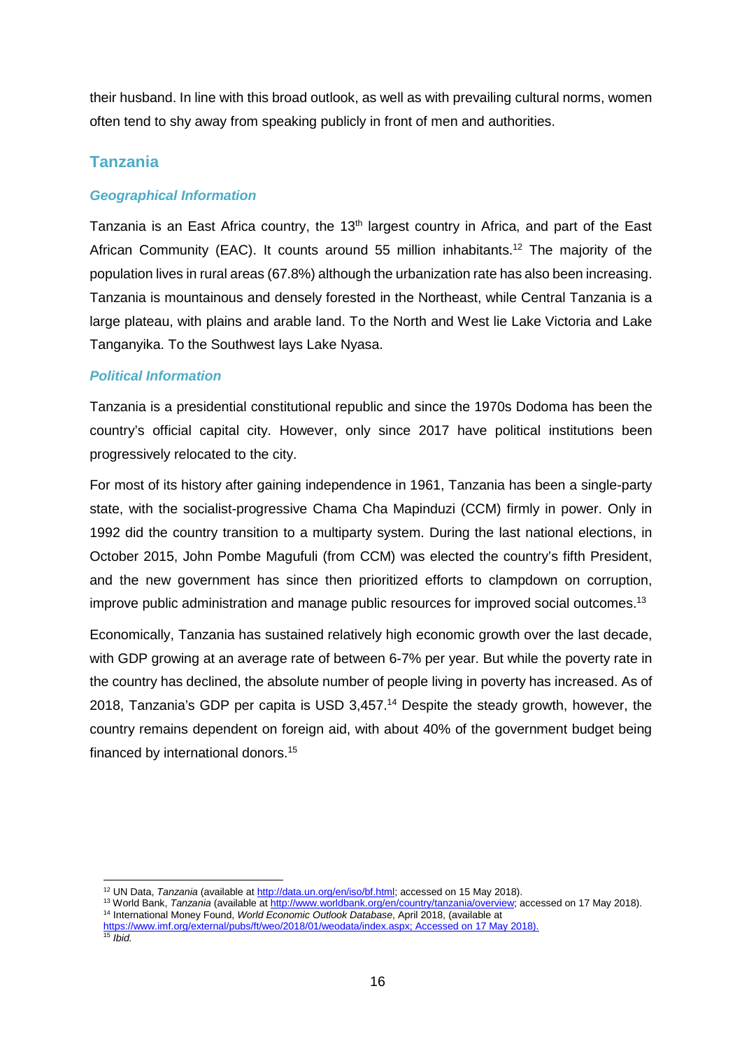their husband. In line with this broad outlook, as well as with prevailing cultural norms, women often tend to shy away from speaking publicly in front of men and authorities.

## Tanzania

### *Geographical Information*

Tanzania is an East Africa country, the 13th largest country in Africa, and part of the East African Community (EAC). It counts around 55 million inhabitants.[12] The majority of the population lives in rural areas (67.8%) although the urbanization rate has also been increasing. Tanzania is mountainous and densely forested in the Northeast, while Central Tanzania is a large plateau, with plains and arable land. To the North and West lie Lake Victoria and Lake Tanganyika. To the Southwest lays Lake Nyasa.

### *Political Information*

Tanzania is a presidential constitutional republic and since the 1970s Dodoma has been the country's official capital city. However, only since 2017 have political institutions been progressively relocated to the city.

For most of its history after gaining independence in 1961, Tanzania has been a single-party state, with the socialist-progressive Chama Cha Mapinduzi (CCM) firmly in power. Only in 1992 did the country transition to a multiparty system. During the last national elections, in October 2015, John Pombe Magufuli (from CCM) was elected the country's fifth President, and the new government has since then prioritized efforts to clampdown on corruption, improve public administration and manage public resources for improved social outcomes.[13]

Economically, Tanzania has sustained relatively high economic growth over the last decade, with GDP growing at an average rate of between 6-7% per year. But while the poverty rate in the country has declined, the absolute number of people living in poverty has increased. As of 2018, Tanzania's GDP per capita is USD 3,457.[14] Despite the steady growth, however, the country remains dependent on foreign aid, with about 40% of the government budget being financed by international donors.[15]

---

[12] UN Data, *Tanzania* (available at http://data.un.org/en/iso/bf.html; accessed on 15 May 2018).

[13] World Bank, *Tanzania* (available at http://www.worldbank.org/en/country/tanzania/overview; accessed on 17 May 2018).

[14] International Money Found, *World Economic Outlook Database*, April 2018, (available at https://www.imf.org/external/pubs/ft/weo/2018/01/weodata/index.aspx; Accessed on 17 May 2018).

[15] *Ibid.*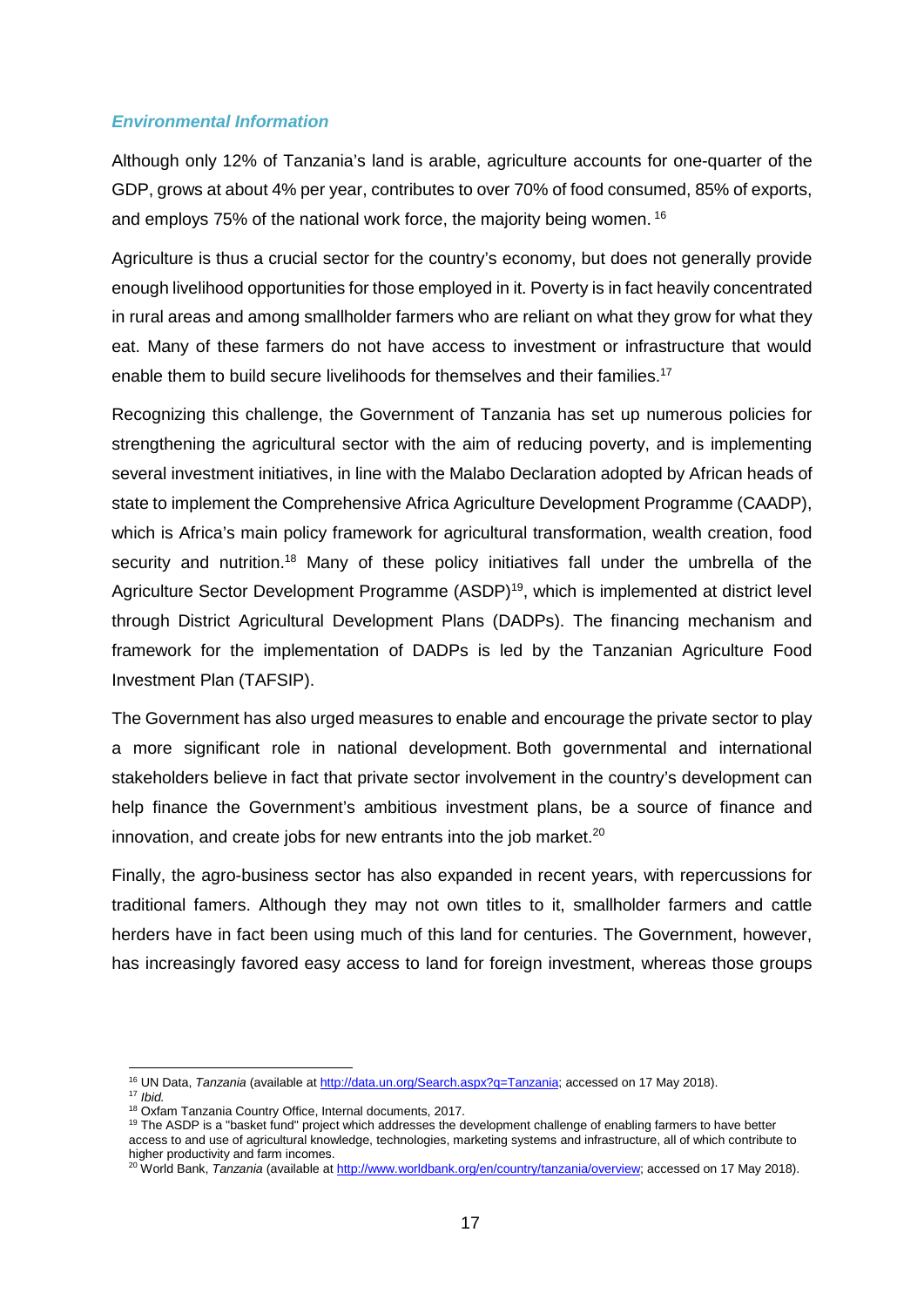### *Environmental Information*

Although only 12% of Tanzania's land is arable, agriculture accounts for one-quarter of the GDP, grows at about 4% per year, contributes to over 70% of food consumed, 85% of exports, and employs 75% of the national work force, the majority being women. [16]

Agriculture is thus a crucial sector for the country's economy, but does not generally provide enough livelihood opportunities for those employed in it. Poverty is in fact heavily concentrated in rural areas and among smallholder farmers who are reliant on what they grow for what they eat. Many of these farmers do not have access to investment or infrastructure that would enable them to build secure livelihoods for themselves and their families.[17]

Recognizing this challenge, the Government of Tanzania has set up numerous policies for strengthening the agricultural sector with the aim of reducing poverty, and is implementing several investment initiatives, in line with the Malabo Declaration adopted by African heads of state to implement the Comprehensive Africa Agriculture Development Programme (CAADP), which is Africa's main policy framework for agricultural transformation, wealth creation, food security and nutrition.[18] Many of these policy initiatives fall under the umbrella of the Agriculture Sector Development Programme (ASDP)[19], which is implemented at district level through District Agricultural Development Plans (DADPs). The financing mechanism and framework for the implementation of DADPs is led by the Tanzanian Agriculture Food Investment Plan (TAFSIP).

The Government has also urged measures to enable and encourage the private sector to play a more significant role in national development. Both governmental and international stakeholders believe in fact that private sector involvement in the country's development can help finance the Government's ambitious investment plans, be a source of finance and innovation, and create jobs for new entrants into the job market.[20]

Finally, the agro-business sector has also expanded in recent years, with repercussions for traditional famers. Although they may not own titles to it, smallholder farmers and cattle herders have in fact been using much of this land for centuries. The Government, however, has increasingly favored easy access to land for foreign investment, whereas those groups

---

[16] UN Data, *Tanzania* (available at http://data.un.org/Search.aspx?q=Tanzania; accessed on 17 May 2018).

[17] *Ibid.*

[18] Oxfam Tanzania Country Office, Internal documents, 2017.

[19] The ASDP is a "basket fund" project which addresses the development challenge of enabling farmers to have better access to and use of agricultural knowledge, technologies, marketing systems and infrastructure, all of which contribute to higher productivity and farm incomes.

[20] World Bank, *Tanzania* (available at http://www.worldbank.org/en/country/tanzania/overview; accessed on 17 May 2018).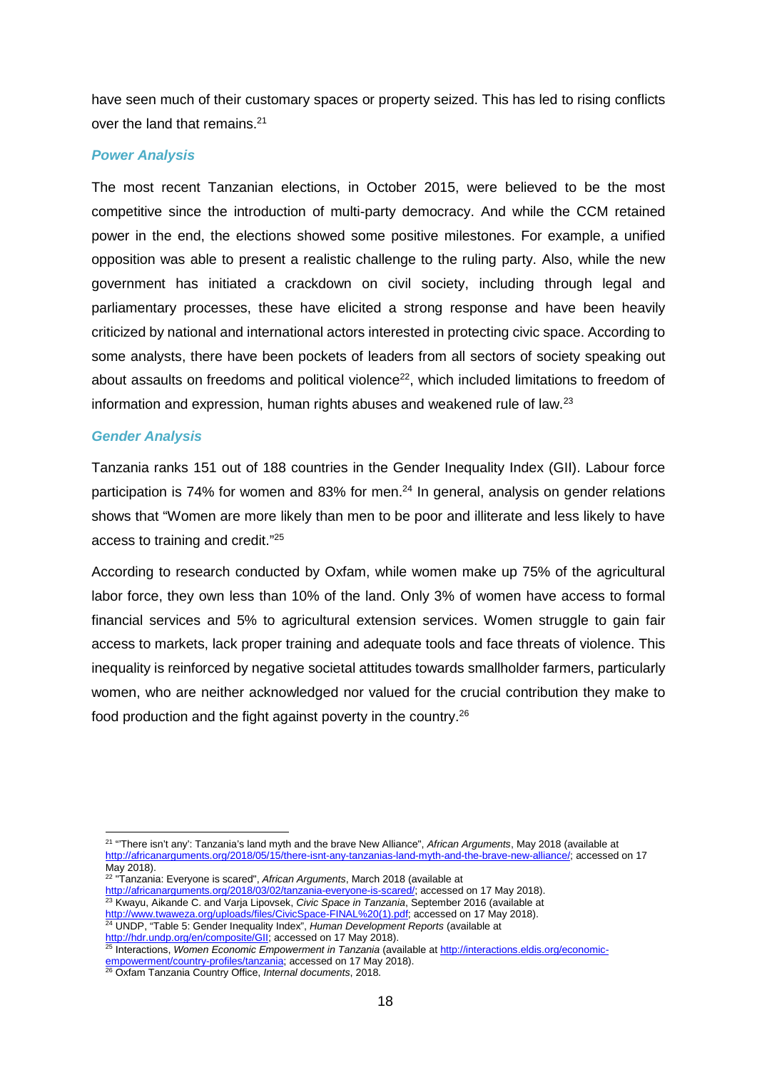have seen much of their customary spaces or property seized. This has led to rising conflicts over the land that remains.[21]

### *Power Analysis*

The most recent Tanzanian elections, in October 2015, were believed to be the most competitive since the introduction of multi-party democracy. And while the CCM retained power in the end, the elections showed some positive milestones. For example, a unified opposition was able to present a realistic challenge to the ruling party. Also, while the new government has initiated a crackdown on civil society, including through legal and parliamentary processes, these have elicited a strong response and have been heavily criticized by national and international actors interested in protecting civic space. According to some analysts, there have been pockets of leaders from all sectors of society speaking out about assaults on freedoms and political violence[22], which included limitations to freedom of information and expression, human rights abuses and weakened rule of law.[23]

### *Gender Analysis*

Tanzania ranks 151 out of 188 countries in the Gender Inequality Index (GII). Labour force participation is 74% for women and 83% for men.[24] In general, analysis on gender relations shows that "Women are more likely than men to be poor and illiterate and less likely to have access to training and credit."[25]

According to research conducted by Oxfam, while women make up 75% of the agricultural labor force, they own less than 10% of the land. Only 3% of women have access to formal financial services and 5% to agricultural extension services. Women struggle to gain fair access to markets, lack proper training and adequate tools and face threats of violence. This inequality is reinforced by negative societal attitudes towards smallholder farmers, particularly women, who are neither acknowledged nor valued for the crucial contribution they make to food production and the fight against poverty in the country.[26]

---

[21] "'There isn't any': Tanzania's land myth and the brave New Alliance", *African Arguments*, May 2018 (available at http://africanarguments.org/2018/05/15/there-isnt-any-tanzanias-land-myth-and-the-brave-new-alliance/; accessed on 17 May 2018).

[22] "Tanzania: Everyone is scared", *African Arguments*, March 2018 (available at http://africanarguments.org/2018/03/02/tanzania-everyone-is-scared/; accessed on 17 May 2018).

[23] Kwayu, Aikande C. and Varja Lipovsek, *Civic Space in Tanzania*, September 2016 (available at http://www.twaweza.org/uploads/files/CivicSpace-FINAL%20(1).pdf; accessed on 17 May 2018).

[24] UNDP, "Table 5: Gender Inequality Index", *Human Development Reports* (available at http://hdr.undp.org/en/composite/GII; accessed on 17 May 2018).

[25] Interactions, *Women Economic Empowerment in Tanzania* (available at http://interactions.eldis.org/economic-empowerment/country-profiles/tanzania; accessed on 17 May 2018).

[26] Oxfam Tanzania Country Office, *Internal documents*, 2018.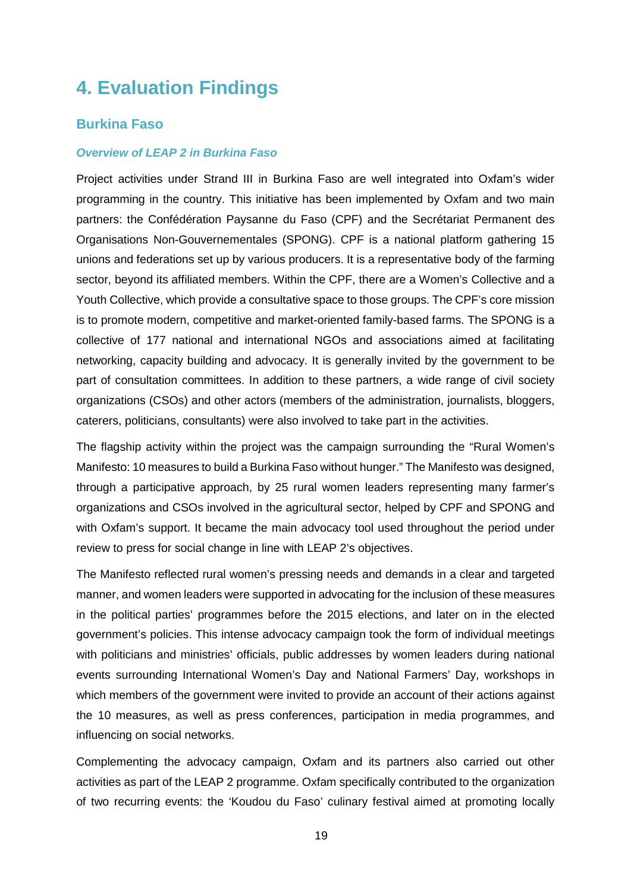# 4. Evaluation Findings

## Burkina Faso

### *Overview of LEAP 2 in Burkina Faso*

Project activities under Strand III in Burkina Faso are well integrated into Oxfam's wider programming in the country. This initiative has been implemented by Oxfam and two main partners: the Confédération Paysanne du Faso (CPF) and the Secrétariat Permanent des Organisations Non-Gouvernementales (SPONG). CPF is a national platform gathering 15 unions and federations set up by various producers. It is a representative body of the farming sector, beyond its affiliated members. Within the CPF, there are a Women's Collective and a Youth Collective, which provide a consultative space to those groups. The CPF's core mission is to promote modern, competitive and market-oriented family-based farms. The SPONG is a collective of 177 national and international NGOs and associations aimed at facilitating networking, capacity building and advocacy. It is generally invited by the government to be part of consultation committees. In addition to these partners, a wide range of civil society organizations (CSOs) and other actors (members of the administration, journalists, bloggers, caterers, politicians, consultants) were also involved to take part in the activities.

The flagship activity within the project was the campaign surrounding the "Rural Women's Manifesto: 10 measures to build a Burkina Faso without hunger." The Manifesto was designed, through a participative approach, by 25 rural women leaders representing many farmer's organizations and CSOs involved in the agricultural sector, helped by CPF and SPONG and with Oxfam's support. It became the main advocacy tool used throughout the period under review to press for social change in line with LEAP 2's objectives.

The Manifesto reflected rural women's pressing needs and demands in a clear and targeted manner, and women leaders were supported in advocating for the inclusion of these measures in the political parties' programmes before the 2015 elections, and later on in the elected government's policies. This intense advocacy campaign took the form of individual meetings with politicians and ministries' officials, public addresses by women leaders during national events surrounding International Women's Day and National Farmers' Day, workshops in which members of the government were invited to provide an account of their actions against the 10 measures, as well as press conferences, participation in media programmes, and influencing on social networks.

Complementing the advocacy campaign, Oxfam and its partners also carried out other activities as part of the LEAP 2 programme. Oxfam specifically contributed to the organization of two recurring events: the 'Koudou du Faso' culinary festival aimed at promoting locally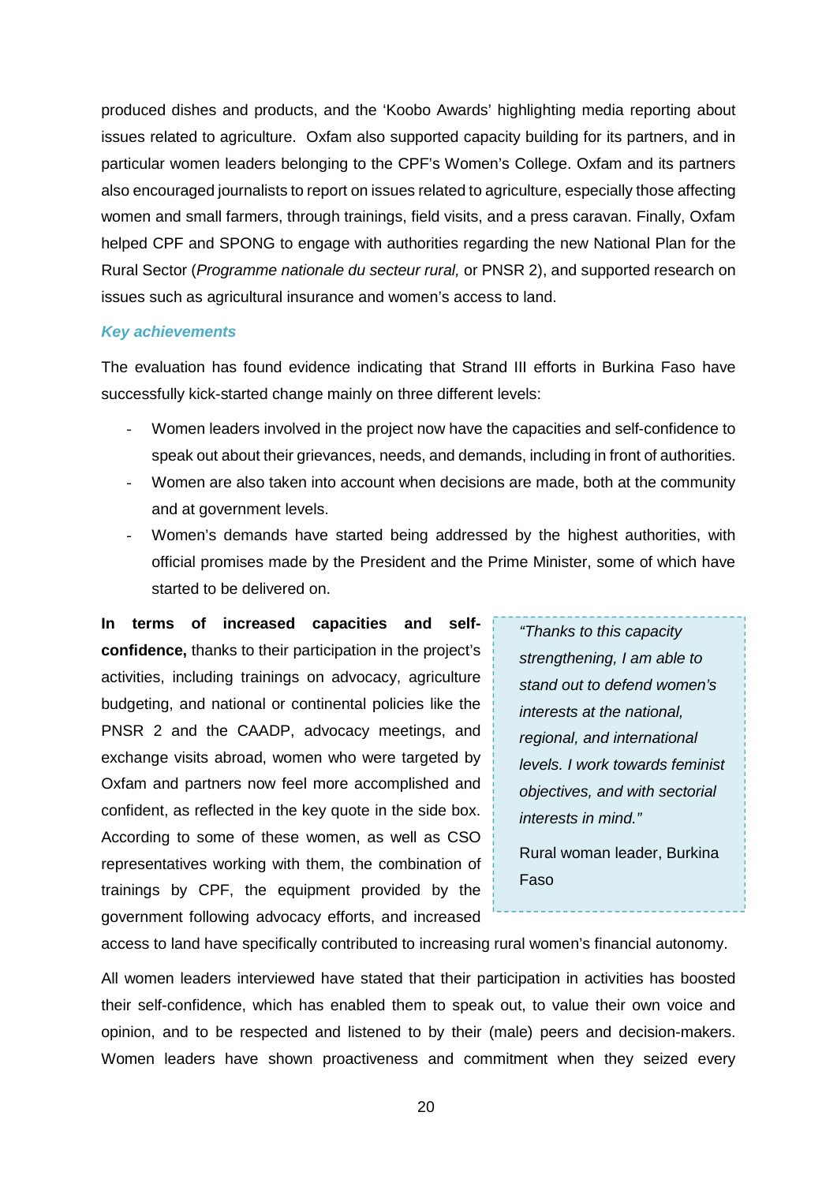produced dishes and products, and the 'Koobo Awards' highlighting media reporting about issues related to agriculture. Oxfam also supported capacity building for its partners, and in particular women leaders belonging to the CPF's Women's College. Oxfam and its partners also encouraged journalists to report on issues related to agriculture, especially those affecting women and small farmers, through trainings, field visits, and a press caravan. Finally, Oxfam helped CPF and SPONG to engage with authorities regarding the new National Plan for the Rural Sector (*Programme nationale du secteur rural,* or PNSR 2), and supported research on issues such as agricultural insurance and women's access to land.

### *Key achievements*

The evaluation has found evidence indicating that Strand III efforts in Burkina Faso have successfully kick-started change mainly on three different levels:

- Women leaders involved in the project now have the capacities and self-confidence to speak out about their grievances, needs, and demands, including in front of authorities.
- Women are also taken into account when decisions are made, both at the community and at government levels.
- Women's demands have started being addressed by the highest authorities, with official promises made by the President and the Prime Minister, some of which have started to be delivered on.

**In terms of increased capacities and self-confidence,** thanks to their participation in the project's activities, including trainings on advocacy, agriculture budgeting, and national or continental policies like the PNSR 2 and the CAADP, advocacy meetings, and exchange visits abroad, women who were targeted by Oxfam and partners now feel more accomplished and confident, as reflected in the key quote in the side box. According to some of these women, as well as CSO representatives working with them, the combination of trainings by CPF, the equipment provided by the government following advocacy efforts, and increased access to land have specifically contributed to increasing rural women's financial autonomy.

> *"Thanks to this capacity strengthening, I am able to stand out to defend women's interests at the national, regional, and international levels. I work towards feminist objectives, and with sectorial interests in mind."*
>
> Rural woman leader, Burkina Faso

All women leaders interviewed have stated that their participation in activities has boosted their self-confidence, which has enabled them to speak out, to value their own voice and opinion, and to be respected and listened to by their (male) peers and decision-makers. Women leaders have shown proactiveness and commitment when they seized every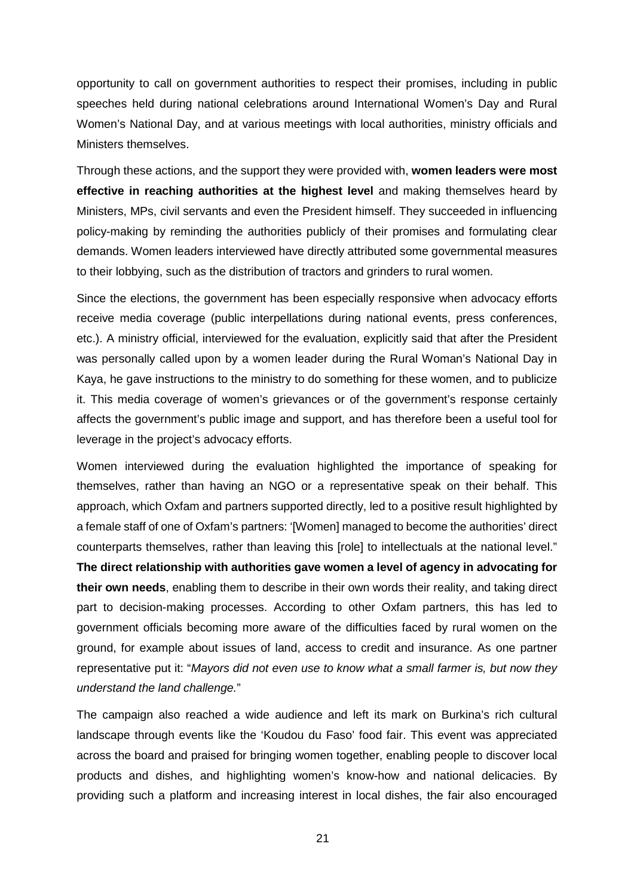opportunity to call on government authorities to respect their promises, including in public speeches held during national celebrations around International Women's Day and Rural Women's National Day, and at various meetings with local authorities, ministry officials and Ministers themselves.

Through these actions, and the support they were provided with, **women leaders were most effective in reaching authorities at the highest level** and making themselves heard by Ministers, MPs, civil servants and even the President himself. They succeeded in influencing policy-making by reminding the authorities publicly of their promises and formulating clear demands. Women leaders interviewed have directly attributed some governmental measures to their lobbying, such as the distribution of tractors and grinders to rural women.

Since the elections, the government has been especially responsive when advocacy efforts receive media coverage (public interpellations during national events, press conferences, etc.). A ministry official, interviewed for the evaluation, explicitly said that after the President was personally called upon by a women leader during the Rural Woman's National Day in Kaya, he gave instructions to the ministry to do something for these women, and to publicize it. This media coverage of women's grievances or of the government's response certainly affects the government's public image and support, and has therefore been a useful tool for leverage in the project's advocacy efforts.

Women interviewed during the evaluation highlighted the importance of speaking for themselves, rather than having an NGO or a representative speak on their behalf. This approach, which Oxfam and partners supported directly, led to a positive result highlighted by a female staff of one of Oxfam's partners: '[Women] managed to become the authorities' direct counterparts themselves, rather than leaving this [role] to intellectuals at the national level." **The direct relationship with authorities gave women a level of agency in advocating for their own needs**, enabling them to describe in their own words their reality, and taking direct part to decision-making processes. According to other Oxfam partners, this has led to government officials becoming more aware of the difficulties faced by rural women on the ground, for example about issues of land, access to credit and insurance. As one partner representative put it: "*Mayors did not even use to know what a small farmer is, but now they understand the land challenge.*"

The campaign also reached a wide audience and left its mark on Burkina's rich cultural landscape through events like the 'Koudou du Faso' food fair. This event was appreciated across the board and praised for bringing women together, enabling people to discover local products and dishes, and highlighting women's know-how and national delicacies. By providing such a platform and increasing interest in local dishes, the fair also encouraged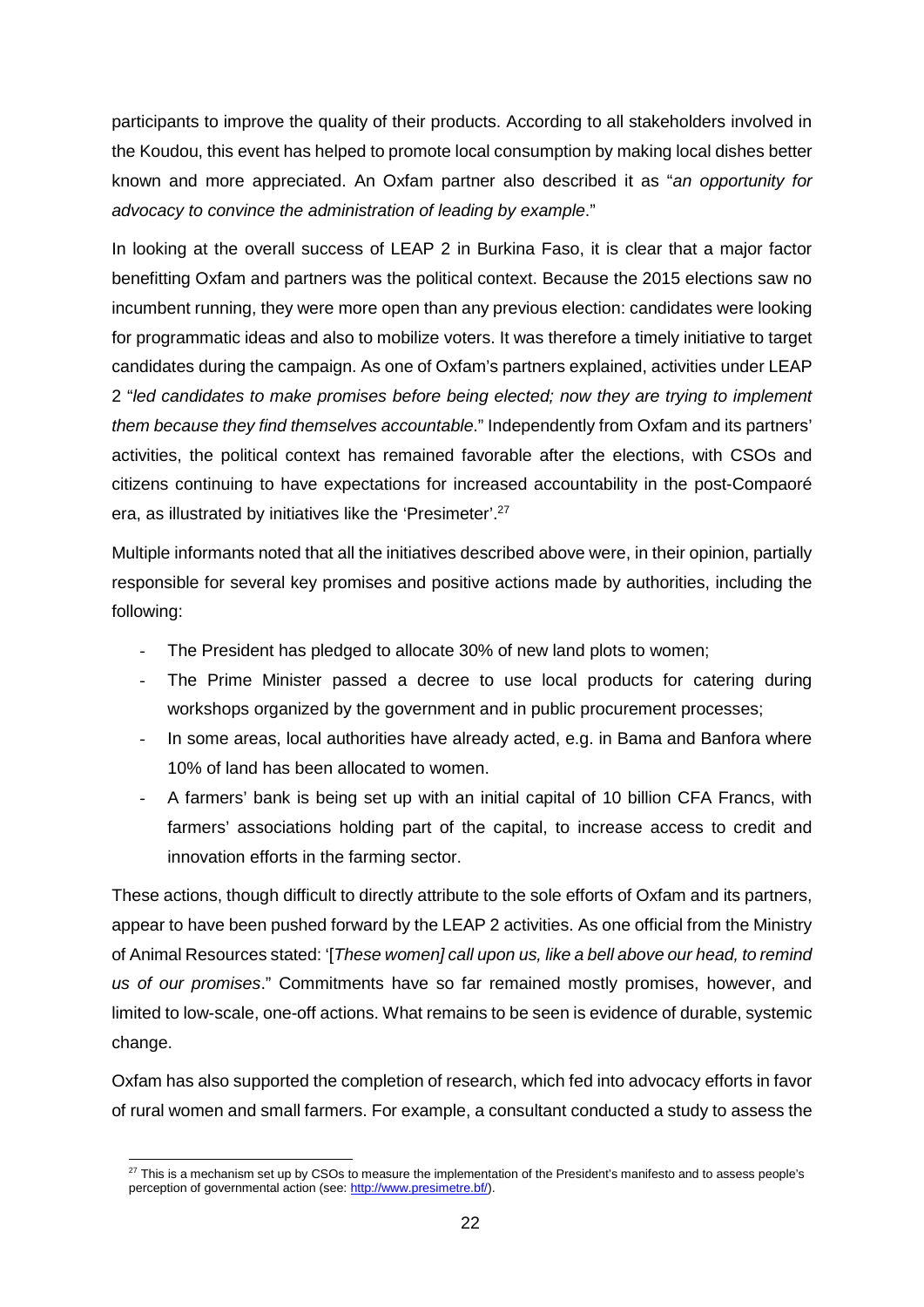participants to improve the quality of their products. According to all stakeholders involved in the Koudou, this event has helped to promote local consumption by making local dishes better known and more appreciated. An Oxfam partner also described it as "*an opportunity for advocacy to convince the administration of leading by example*."

In looking at the overall success of LEAP 2 in Burkina Faso, it is clear that a major factor benefitting Oxfam and partners was the political context. Because the 2015 elections saw no incumbent running, they were more open than any previous election: candidates were looking for programmatic ideas and also to mobilize voters. It was therefore a timely initiative to target candidates during the campaign. As one of Oxfam's partners explained, activities under LEAP 2 "*led candidates to make promises before being elected; now they are trying to implement them because they find themselves accountable*." Independently from Oxfam and its partners' activities, the political context has remained favorable after the elections, with CSOs and citizens continuing to have expectations for increased accountability in the post-Compaoré era, as illustrated by initiatives like the 'Presimeter'.[27]

Multiple informants noted that all the initiatives described above were, in their opinion, partially responsible for several key promises and positive actions made by authorities, including the following:

- The President has pledged to allocate 30% of new land plots to women;
- The Prime Minister passed a decree to use local products for catering during workshops organized by the government and in public procurement processes;
- In some areas, local authorities have already acted, e.g. in Bama and Banfora where 10% of land has been allocated to women.
- A farmers' bank is being set up with an initial capital of 10 billion CFA Francs, with farmers' associations holding part of the capital, to increase access to credit and innovation efforts in the farming sector.

These actions, though difficult to directly attribute to the sole efforts of Oxfam and its partners, appear to have been pushed forward by the LEAP 2 activities. As one official from the Ministry of Animal Resources stated: '[*These women] call upon us, like a bell above our head, to remind us of our promises*." Commitments have so far remained mostly promises, however, and limited to low-scale, one-off actions. What remains to be seen is evidence of durable, systemic change.

Oxfam has also supported the completion of research, which fed into advocacy efforts in favor of rural women and small farmers. For example, a consultant conducted a study to assess the

[27] This is a mechanism set up by CSOs to measure the implementation of the President's manifesto and to assess people's perception of governmental action (see: http://www.presimetre.bf/).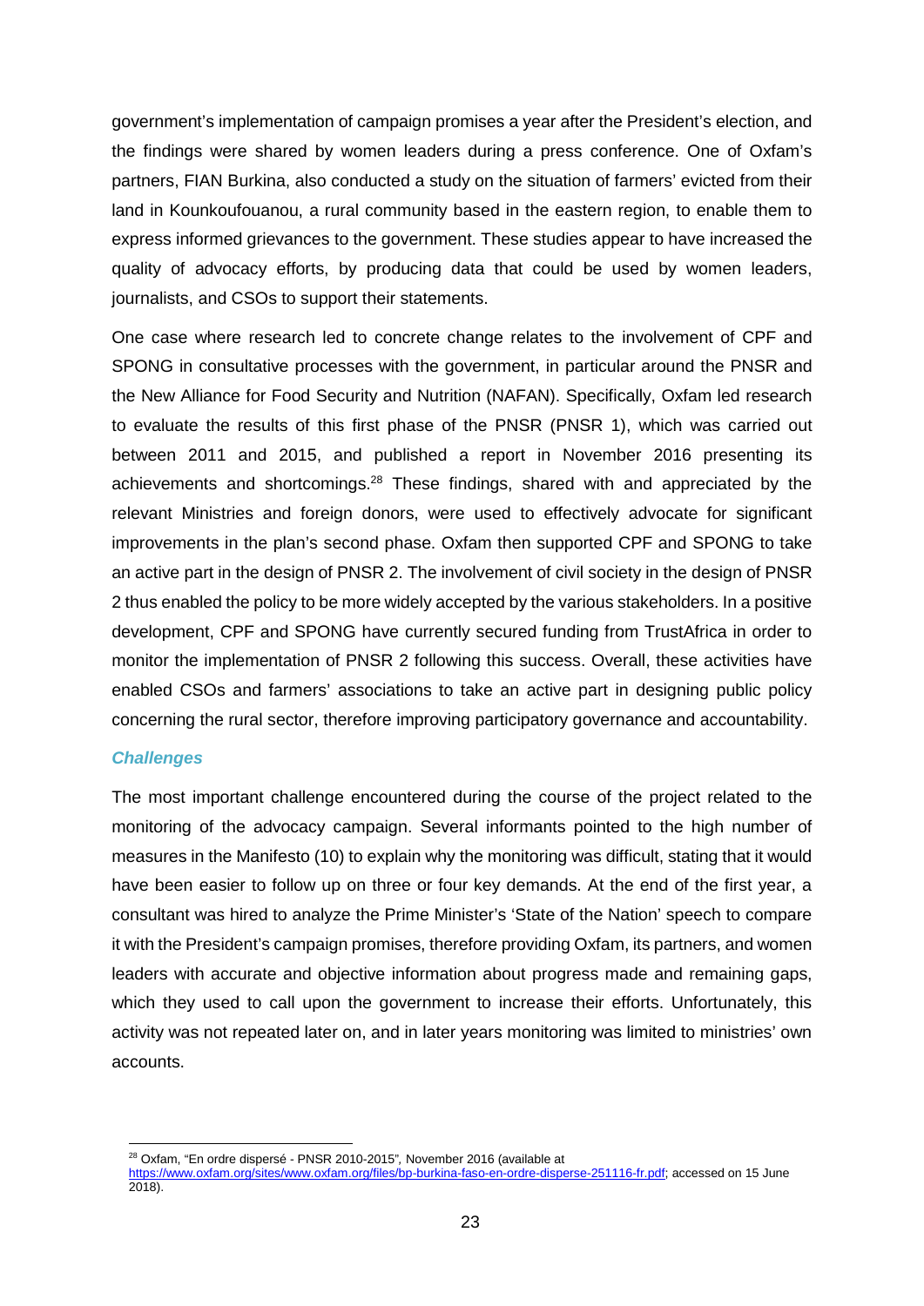government's implementation of campaign promises a year after the President's election, and the findings were shared by women leaders during a press conference. One of Oxfam's partners, FIAN Burkina, also conducted a study on the situation of farmers' evicted from their land in Kounkoufouanou, a rural community based in the eastern region, to enable them to express informed grievances to the government. These studies appear to have increased the quality of advocacy efforts, by producing data that could be used by women leaders, journalists, and CSOs to support their statements.

One case where research led to concrete change relates to the involvement of CPF and SPONG in consultative processes with the government, in particular around the PNSR and the New Alliance for Food Security and Nutrition (NAFAN). Specifically, Oxfam led research to evaluate the results of this first phase of the PNSR (PNSR 1), which was carried out between 2011 and 2015, and published a report in November 2016 presenting its achievements and shortcomings.[28] These findings, shared with and appreciated by the relevant Ministries and foreign donors, were used to effectively advocate for significant improvements in the plan's second phase. Oxfam then supported CPF and SPONG to take an active part in the design of PNSR 2. The involvement of civil society in the design of PNSR 2 thus enabled the policy to be more widely accepted by the various stakeholders. In a positive development, CPF and SPONG have currently secured funding from TrustAfrica in order to monitor the implementation of PNSR 2 following this success. Overall, these activities have enabled CSOs and farmers' associations to take an active part in designing public policy concerning the rural sector, therefore improving participatory governance and accountability.

### *Challenges*

The most important challenge encountered during the course of the project related to the monitoring of the advocacy campaign. Several informants pointed to the high number of measures in the Manifesto (10) to explain why the monitoring was difficult, stating that it would have been easier to follow up on three or four key demands. At the end of the first year, a consultant was hired to analyze the Prime Minister's 'State of the Nation' speech to compare it with the President's campaign promises, therefore providing Oxfam, its partners, and women leaders with accurate and objective information about progress made and remaining gaps, which they used to call upon the government to increase their efforts. Unfortunately, this activity was not repeated later on, and in later years monitoring was limited to ministries' own accounts.

[28] Oxfam, "En ordre dispersé - PNSR 2010-2015", November 2016 (available at https://www.oxfam.org/sites/www.oxfam.org/files/bp-burkina-faso-en-ordre-disperse-251116-fr.pdf; accessed on 15 June 2018).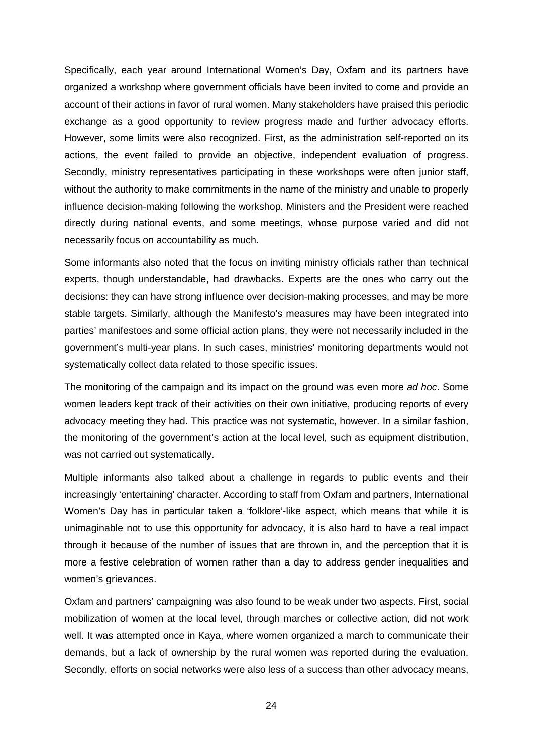Specifically, each year around International Women's Day, Oxfam and its partners have organized a workshop where government officials have been invited to come and provide an account of their actions in favor of rural women. Many stakeholders have praised this periodic exchange as a good opportunity to review progress made and further advocacy efforts. However, some limits were also recognized. First, as the administration self-reported on its actions, the event failed to provide an objective, independent evaluation of progress. Secondly, ministry representatives participating in these workshops were often junior staff, without the authority to make commitments in the name of the ministry and unable to properly influence decision-making following the workshop. Ministers and the President were reached directly during national events, and some meetings, whose purpose varied and did not necessarily focus on accountability as much.

Some informants also noted that the focus on inviting ministry officials rather than technical experts, though understandable, had drawbacks. Experts are the ones who carry out the decisions: they can have strong influence over decision-making processes, and may be more stable targets. Similarly, although the Manifesto's measures may have been integrated into parties' manifestoes and some official action plans, they were not necessarily included in the government's multi-year plans. In such cases, ministries' monitoring departments would not systematically collect data related to those specific issues.

The monitoring of the campaign and its impact on the ground was even more *ad hoc*. Some women leaders kept track of their activities on their own initiative, producing reports of every advocacy meeting they had. This practice was not systematic, however. In a similar fashion, the monitoring of the government's action at the local level, such as equipment distribution, was not carried out systematically.

Multiple informants also talked about a challenge in regards to public events and their increasingly 'entertaining' character. According to staff from Oxfam and partners, International Women's Day has in particular taken a 'folklore'-like aspect, which means that while it is unimaginable not to use this opportunity for advocacy, it is also hard to have a real impact through it because of the number of issues that are thrown in, and the perception that it is more a festive celebration of women rather than a day to address gender inequalities and women's grievances.

Oxfam and partners' campaigning was also found to be weak under two aspects. First, social mobilization of women at the local level, through marches or collective action, did not work well. It was attempted once in Kaya, where women organized a march to communicate their demands, but a lack of ownership by the rural women was reported during the evaluation. Secondly, efforts on social networks were also less of a success than other advocacy means,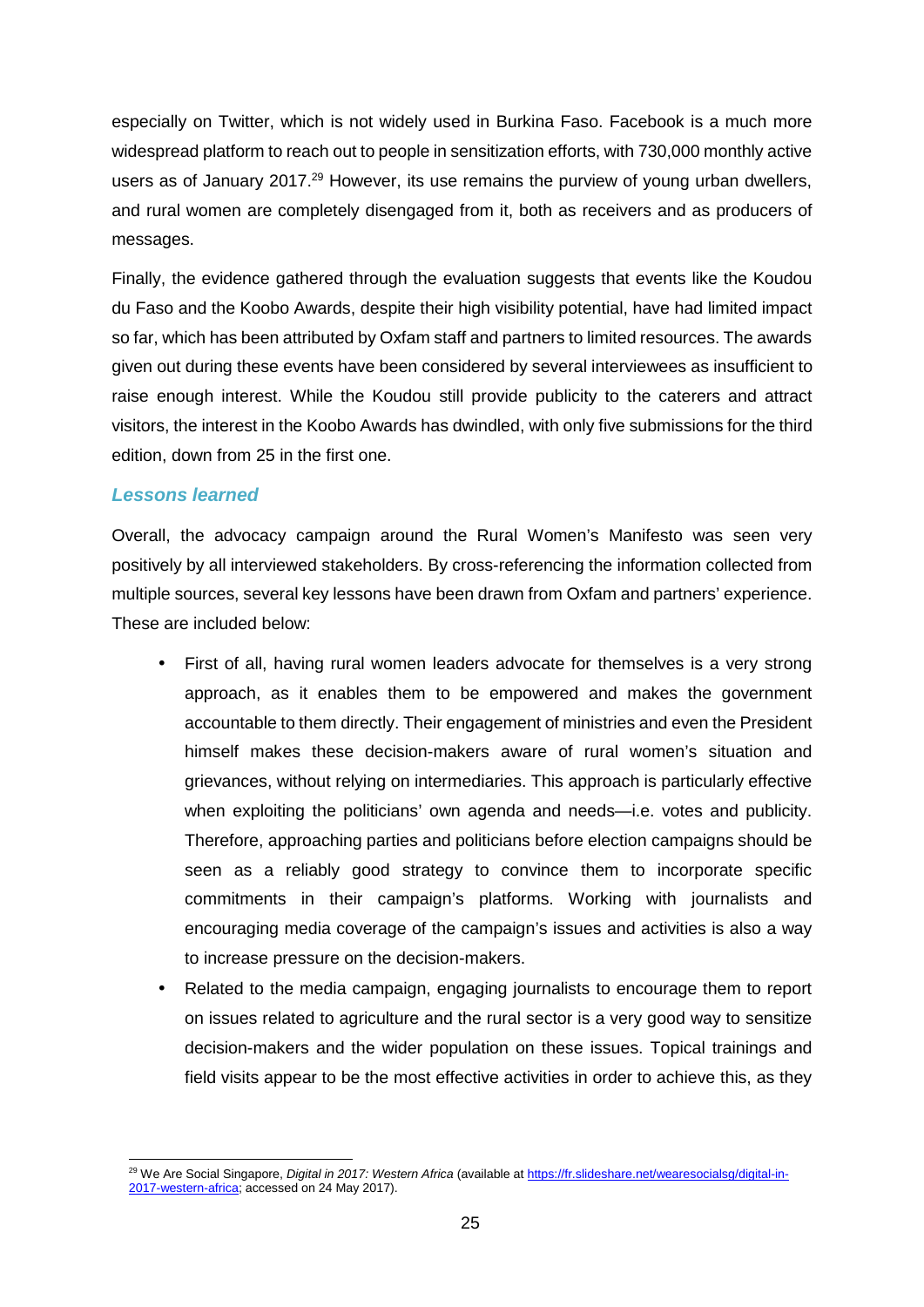especially on Twitter, which is not widely used in Burkina Faso. Facebook is a much more widespread platform to reach out to people in sensitization efforts, with 730,000 monthly active users as of January 2017.[29] However, its use remains the purview of young urban dwellers, and rural women are completely disengaged from it, both as receivers and as producers of messages.

Finally, the evidence gathered through the evaluation suggests that events like the Koudou du Faso and the Koobo Awards, despite their high visibility potential, have had limited impact so far, which has been attributed by Oxfam staff and partners to limited resources. The awards given out during these events have been considered by several interviewees as insufficient to raise enough interest. While the Koudou still provide publicity to the caterers and attract visitors, the interest in the Koobo Awards has dwindled, with only five submissions for the third edition, down from 25 in the first one.

### *Lessons learned*

Overall, the advocacy campaign around the Rural Women's Manifesto was seen very positively by all interviewed stakeholders. By cross-referencing the information collected from multiple sources, several key lessons have been drawn from Oxfam and partners' experience. These are included below:

- First of all, having rural women leaders advocate for themselves is a very strong approach, as it enables them to be empowered and makes the government accountable to them directly. Their engagement of ministries and even the President himself makes these decision-makers aware of rural women's situation and grievances, without relying on intermediaries. This approach is particularly effective when exploiting the politicians' own agenda and needs—i.e. votes and publicity. Therefore, approaching parties and politicians before election campaigns should be seen as a reliably good strategy to convince them to incorporate specific commitments in their campaign's platforms. Working with journalists and encouraging media coverage of the campaign's issues and activities is also a way to increase pressure on the decision-makers.
- Related to the media campaign, engaging journalists to encourage them to report on issues related to agriculture and the rural sector is a very good way to sensitize decision-makers and the wider population on these issues. Topical trainings and field visits appear to be the most effective activities in order to achieve this, as they

[29] We Are Social Singapore, *Digital in 2017: Western Africa* (available at https://fr.slideshare.net/wearesocialsg/digital-in-2017-western-africa; accessed on 24 May 2017).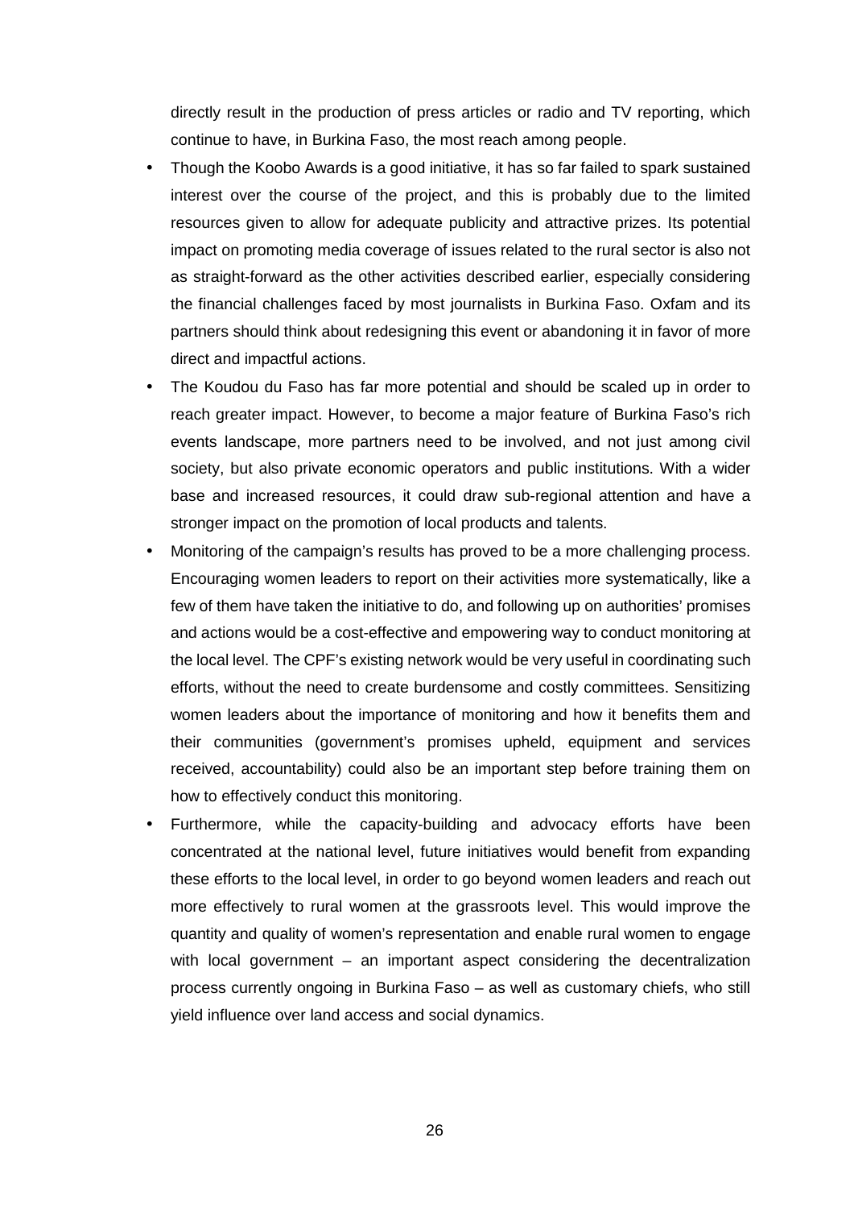directly result in the production of press articles or radio and TV reporting, which continue to have, in Burkina Faso, the most reach among people.

- Though the Koobo Awards is a good initiative, it has so far failed to spark sustained interest over the course of the project, and this is probably due to the limited resources given to allow for adequate publicity and attractive prizes. Its potential impact on promoting media coverage of issues related to the rural sector is also not as straight-forward as the other activities described earlier, especially considering the financial challenges faced by most journalists in Burkina Faso. Oxfam and its partners should think about redesigning this event or abandoning it in favor of more direct and impactful actions.
- The Koudou du Faso has far more potential and should be scaled up in order to reach greater impact. However, to become a major feature of Burkina Faso's rich events landscape, more partners need to be involved, and not just among civil society, but also private economic operators and public institutions. With a wider base and increased resources, it could draw sub-regional attention and have a stronger impact on the promotion of local products and talents.
- Monitoring of the campaign's results has proved to be a more challenging process. Encouraging women leaders to report on their activities more systematically, like a few of them have taken the initiative to do, and following up on authorities' promises and actions would be a cost-effective and empowering way to conduct monitoring at the local level. The CPF's existing network would be very useful in coordinating such efforts, without the need to create burdensome and costly committees. Sensitizing women leaders about the importance of monitoring and how it benefits them and their communities (government's promises upheld, equipment and services received, accountability) could also be an important step before training them on how to effectively conduct this monitoring.
- Furthermore, while the capacity-building and advocacy efforts have been concentrated at the national level, future initiatives would benefit from expanding these efforts to the local level, in order to go beyond women leaders and reach out more effectively to rural women at the grassroots level. This would improve the quantity and quality of women's representation and enable rural women to engage with local government – an important aspect considering the decentralization process currently ongoing in Burkina Faso – as well as customary chiefs, who still yield influence over land access and social dynamics.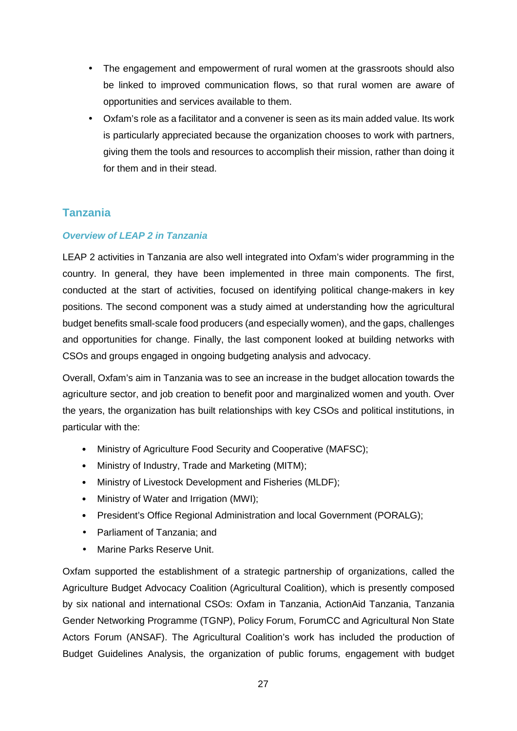- The engagement and empowerment of rural women at the grassroots should also be linked to improved communication flows, so that rural women are aware of opportunities and services available to them.
- Oxfam's role as a facilitator and a convener is seen as its main added value. Its work is particularly appreciated because the organization chooses to work with partners, giving them the tools and resources to accomplish their mission, rather than doing it for them and in their stead.

## Tanzania

### *Overview of LEAP 2 in Tanzania*

LEAP 2 activities in Tanzania are also well integrated into Oxfam's wider programming in the country. In general, they have been implemented in three main components. The first, conducted at the start of activities, focused on identifying political change-makers in key positions. The second component was a study aimed at understanding how the agricultural budget benefits small-scale food producers (and especially women), and the gaps, challenges and opportunities for change. Finally, the last component looked at building networks with CSOs and groups engaged in ongoing budgeting analysis and advocacy.

Overall, Oxfam's aim in Tanzania was to see an increase in the budget allocation towards the agriculture sector, and job creation to benefit poor and marginalized women and youth. Over the years, the organization has built relationships with key CSOs and political institutions, in particular with the:

- Ministry of Agriculture Food Security and Cooperative (MAFSC);
- Ministry of Industry, Trade and Marketing (MITM);
- Ministry of Livestock Development and Fisheries (MLDF);
- Ministry of Water and Irrigation (MWI);
- President's Office Regional Administration and local Government (PORALG);
- Parliament of Tanzania; and
- Marine Parks Reserve Unit.

Oxfam supported the establishment of a strategic partnership of organizations, called the Agriculture Budget Advocacy Coalition (Agricultural Coalition), which is presently composed by six national and international CSOs: Oxfam in Tanzania, ActionAid Tanzania, Tanzania Gender Networking Programme (TGNP), Policy Forum, ForumCC and Agricultural Non State Actors Forum (ANSAF). The Agricultural Coalition's work has included the production of Budget Guidelines Analysis, the organization of public forums, engagement with budget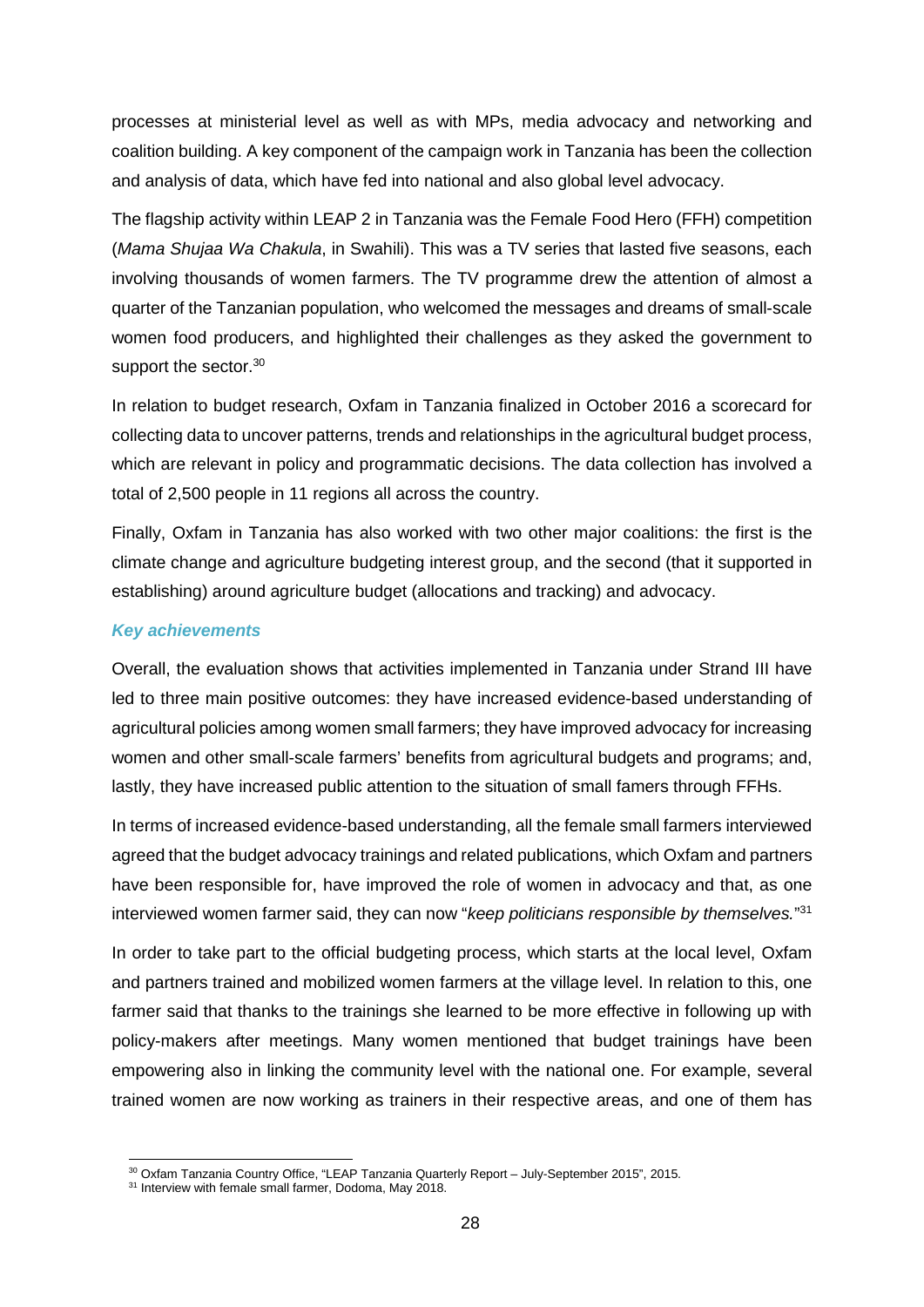processes at ministerial level as well as with MPs, media advocacy and networking and coalition building. A key component of the campaign work in Tanzania has been the collection and analysis of data, which have fed into national and also global level advocacy.

The flagship activity within LEAP 2 in Tanzania was the Female Food Hero (FFH) competition (*Mama Shujaa Wa Chakula*, in Swahili). This was a TV series that lasted five seasons, each involving thousands of women farmers. The TV programme drew the attention of almost a quarter of the Tanzanian population, who welcomed the messages and dreams of small-scale women food producers, and highlighted their challenges as they asked the government to support the sector.[30]

In relation to budget research, Oxfam in Tanzania finalized in October 2016 a scorecard for collecting data to uncover patterns, trends and relationships in the agricultural budget process, which are relevant in policy and programmatic decisions. The data collection has involved a total of 2,500 people in 11 regions all across the country.

Finally, Oxfam in Tanzania has also worked with two other major coalitions: the first is the climate change and agriculture budgeting interest group, and the second (that it supported in establishing) around agriculture budget (allocations and tracking) and advocacy.

#### *Key achievements*

Overall, the evaluation shows that activities implemented in Tanzania under Strand III have led to three main positive outcomes: they have increased evidence-based understanding of agricultural policies among women small farmers; they have improved advocacy for increasing women and other small-scale farmers' benefits from agricultural budgets and programs; and, lastly, they have increased public attention to the situation of small famers through FFHs.

In terms of increased evidence-based understanding, all the female small farmers interviewed agreed that the budget advocacy trainings and related publications, which Oxfam and partners have been responsible for, have improved the role of women in advocacy and that, as one interviewed women farmer said, they can now "*keep politicians responsible by themselves.*"[31]

In order to take part to the official budgeting process, which starts at the local level, Oxfam and partners trained and mobilized women farmers at the village level. In relation to this, one farmer said that thanks to the trainings she learned to be more effective in following up with policy-makers after meetings. Many women mentioned that budget trainings have been empowering also in linking the community level with the national one. For example, several trained women are now working as trainers in their respective areas, and one of them has

---

[30] Oxfam Tanzania Country Office, "LEAP Tanzania Quarterly Report – July-September 2015", 2015.

[31] Interview with female small farmer, Dodoma, May 2018.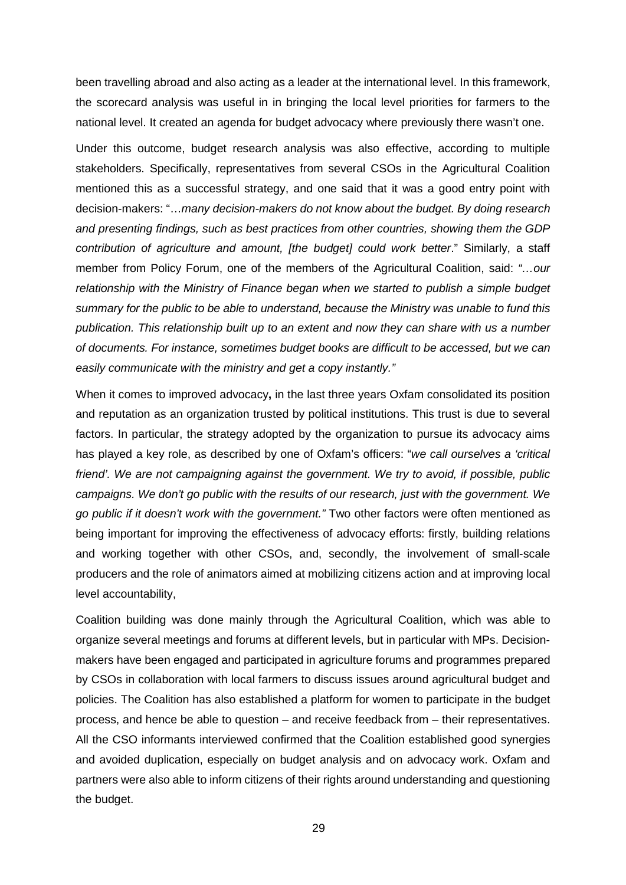been travelling abroad and also acting as a leader at the international level. In this framework, the scorecard analysis was useful in in bringing the local level priorities for farmers to the national level. It created an agenda for budget advocacy where previously there wasn't one.

Under this outcome, budget research analysis was also effective, according to multiple stakeholders. Specifically, representatives from several CSOs in the Agricultural Coalition mentioned this as a successful strategy, and one said that it was a good entry point with decision-makers: "…*many decision-makers do not know about the budget. By doing research and presenting findings, such as best practices from other countries, showing them the GDP contribution of agriculture and amount, [the budget] could work better*." Similarly, a staff member from Policy Forum, one of the members of the Agricultural Coalition, said: *"…our relationship with the Ministry of Finance began when we started to publish a simple budget summary for the public to be able to understand, because the Ministry was unable to fund this publication. This relationship built up to an extent and now they can share with us a number of documents. For instance, sometimes budget books are difficult to be accessed, but we can easily communicate with the ministry and get a copy instantly."*

When it comes to improved advocacy**,** in the last three years Oxfam consolidated its position and reputation as an organization trusted by political institutions. This trust is due to several factors. In particular, the strategy adopted by the organization to pursue its advocacy aims has played a key role, as described by one of Oxfam's officers: "*we call ourselves a 'critical friend'. We are not campaigning against the government. We try to avoid, if possible, public campaigns. We don't go public with the results of our research, just with the government. We go public if it doesn't work with the government."* Two other factors were often mentioned as being important for improving the effectiveness of advocacy efforts: firstly, building relations and working together with other CSOs, and, secondly, the involvement of small-scale producers and the role of animators aimed at mobilizing citizens action and at improving local level accountability,

Coalition building was done mainly through the Agricultural Coalition, which was able to organize several meetings and forums at different levels, but in particular with MPs. Decision-makers have been engaged and participated in agriculture forums and programmes prepared by CSOs in collaboration with local farmers to discuss issues around agricultural budget and policies. The Coalition has also established a platform for women to participate in the budget process, and hence be able to question – and receive feedback from – their representatives. All the CSO informants interviewed confirmed that the Coalition established good synergies and avoided duplication, especially on budget analysis and on advocacy work. Oxfam and partners were also able to inform citizens of their rights around understanding and questioning the budget.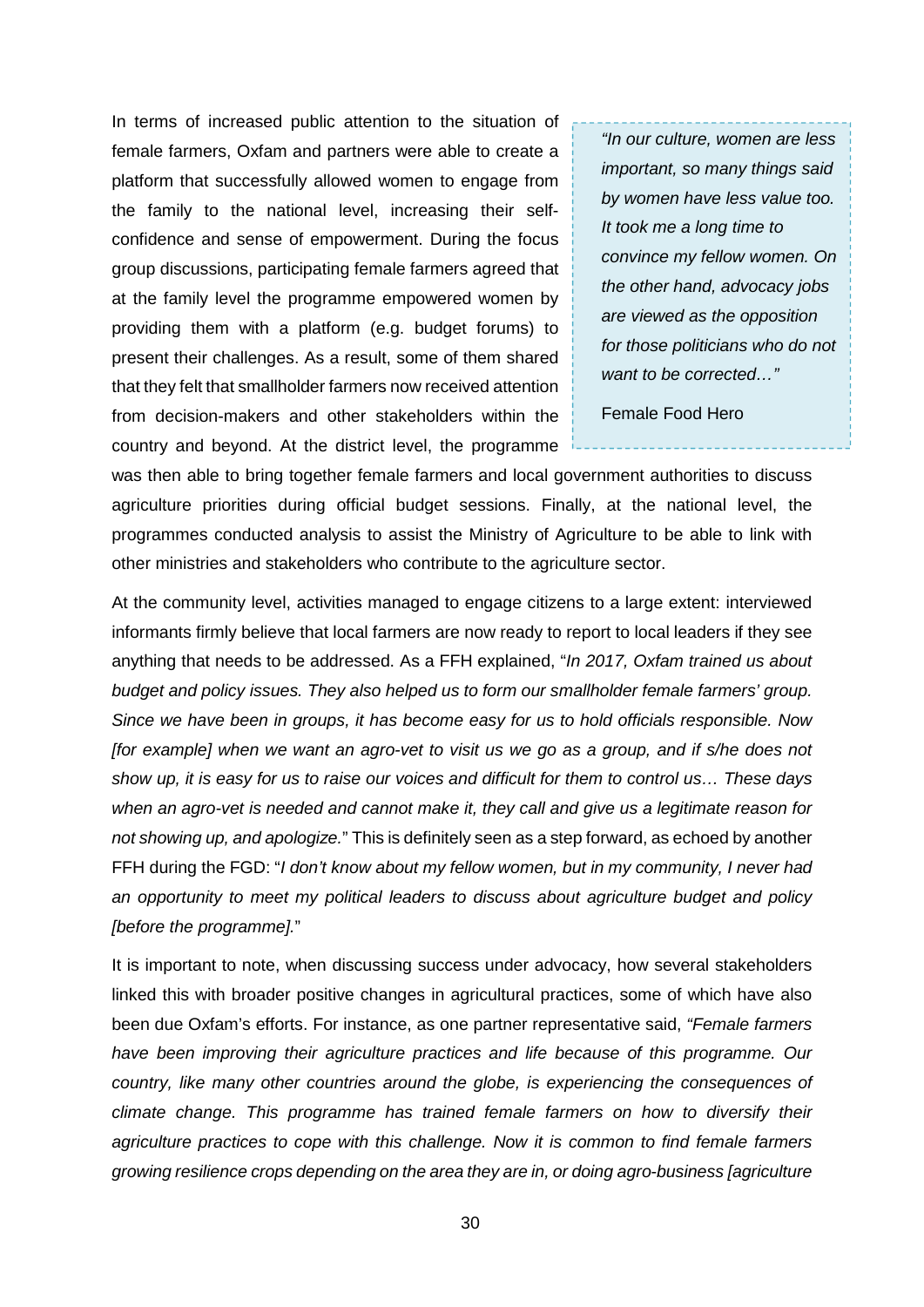In terms of increased public attention to the situation of female farmers, Oxfam and partners were able to create a platform that successfully allowed women to engage from the family to the national level, increasing their self-confidence and sense of empowerment. During the focus group discussions, participating female farmers agreed that at the family level the programme empowered women by providing them with a platform (e.g. budget forums) to present their challenges. As a result, some of them shared that they felt that smallholder farmers now received attention from decision-makers and other stakeholders within the country and beyond. At the district level, the programme was then able to bring together female farmers and local government authorities to discuss agriculture priorities during official budget sessions. Finally, at the national level, the programmes conducted analysis to assist the Ministry of Agriculture to be able to link with other ministries and stakeholders who contribute to the agriculture sector.

> *"In our culture, women are less important, so many things said by women have less value too. It took me a long time to convince my fellow women. On the other hand, advocacy jobs are viewed as the opposition for those politicians who do not want to be corrected…"*
>
> Female Food Hero

At the community level, activities managed to engage citizens to a large extent: interviewed informants firmly believe that local farmers are now ready to report to local leaders if they see anything that needs to be addressed. As a FFH explained, "*In 2017, Oxfam trained us about budget and policy issues. They also helped us to form our smallholder female farmers' group. Since we have been in groups, it has become easy for us to hold officials responsible. Now [for example] when we want an agro-vet to visit us we go as a group, and if s/he does not show up, it is easy for us to raise our voices and difficult for them to control us… These days when an agro-vet is needed and cannot make it, they call and give us a legitimate reason for not showing up, and apologize.*" This is definitely seen as a step forward, as echoed by another FFH during the FGD: "*I don't know about my fellow women, but in my community, I never had an opportunity to meet my political leaders to discuss about agriculture budget and policy [before the programme].*"

It is important to note, when discussing success under advocacy, how several stakeholders linked this with broader positive changes in agricultural practices, some of which have also been due Oxfam's efforts. For instance, as one partner representative said, *"Female farmers have been improving their agriculture practices and life because of this programme. Our country, like many other countries around the globe, is experiencing the consequences of climate change. This programme has trained female farmers on how to diversify their agriculture practices to cope with this challenge. Now it is common to find female farmers growing resilience crops depending on the area they are in, or doing agro-business [agriculture*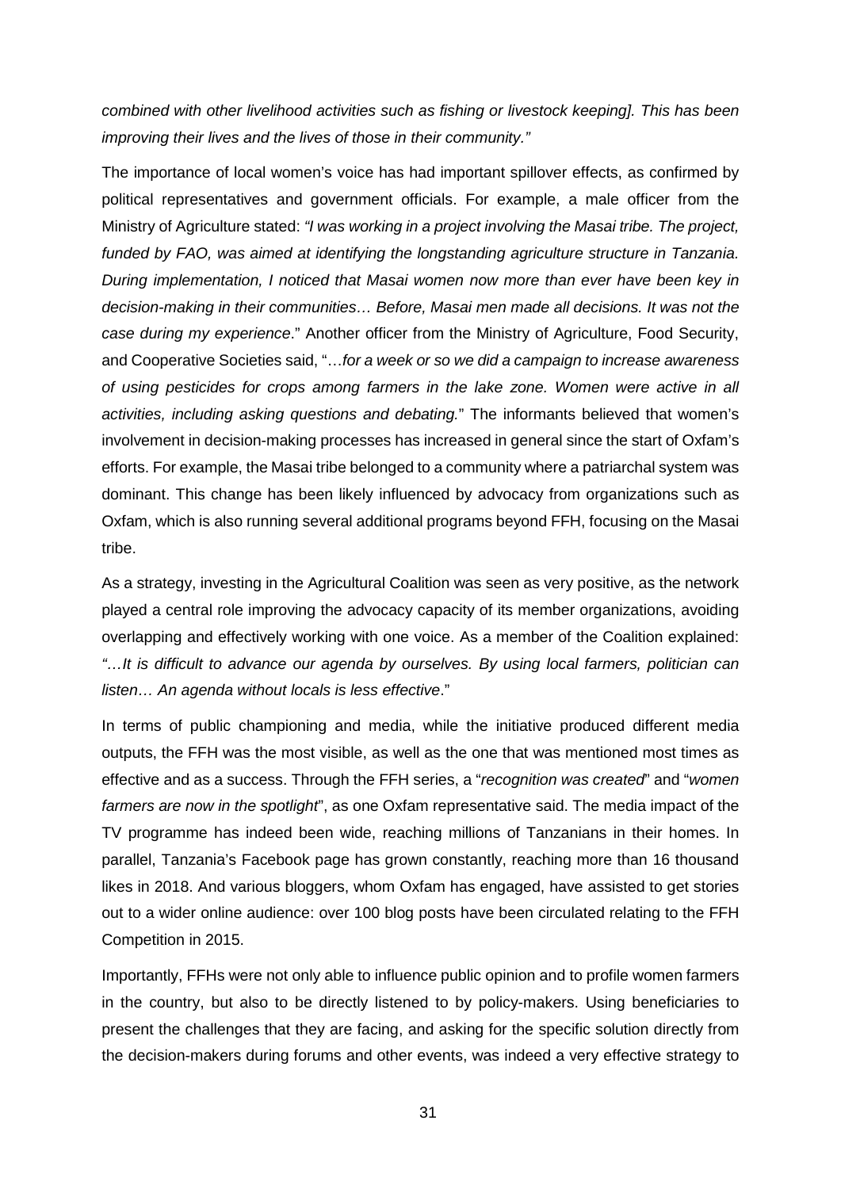*combined with other livelihood activities such as fishing or livestock keeping]. This has been improving their lives and the lives of those in their community."*

The importance of local women's voice has had important spillover effects, as confirmed by political representatives and government officials. For example, a male officer from the Ministry of Agriculture stated: *"I was working in a project involving the Masai tribe. The project, funded by FAO, was aimed at identifying the longstanding agriculture structure in Tanzania. During implementation, I noticed that Masai women now more than ever have been key in decision-making in their communities… Before, Masai men made all decisions. It was not the case during my experience*." Another officer from the Ministry of Agriculture, Food Security, and Cooperative Societies said, "…*for a week or so we did a campaign to increase awareness of using pesticides for crops among farmers in the lake zone. Women were active in all activities, including asking questions and debating.*" The informants believed that women's involvement in decision-making processes has increased in general since the start of Oxfam's efforts. For example, the Masai tribe belonged to a community where a patriarchal system was dominant. This change has been likely influenced by advocacy from organizations such as Oxfam, which is also running several additional programs beyond FFH, focusing on the Masai tribe.

As a strategy, investing in the Agricultural Coalition was seen as very positive, as the network played a central role improving the advocacy capacity of its member organizations, avoiding overlapping and effectively working with one voice. As a member of the Coalition explained: *"…It is difficult to advance our agenda by ourselves. By using local farmers, politician can listen… An agenda without locals is less effective*."

In terms of public championing and media, while the initiative produced different media outputs, the FFH was the most visible, as well as the one that was mentioned most times as effective and as a success. Through the FFH series, a "*recognition was created*" and "*women farmers are now in the spotlight*", as one Oxfam representative said. The media impact of the TV programme has indeed been wide, reaching millions of Tanzanians in their homes. In parallel, Tanzania's Facebook page has grown constantly, reaching more than 16 thousand likes in 2018. And various bloggers, whom Oxfam has engaged, have assisted to get stories out to a wider online audience: over 100 blog posts have been circulated relating to the FFH Competition in 2015.

Importantly, FFHs were not only able to influence public opinion and to profile women farmers in the country, but also to be directly listened to by policy-makers. Using beneficiaries to present the challenges that they are facing, and asking for the specific solution directly from the decision-makers during forums and other events, was indeed a very effective strategy to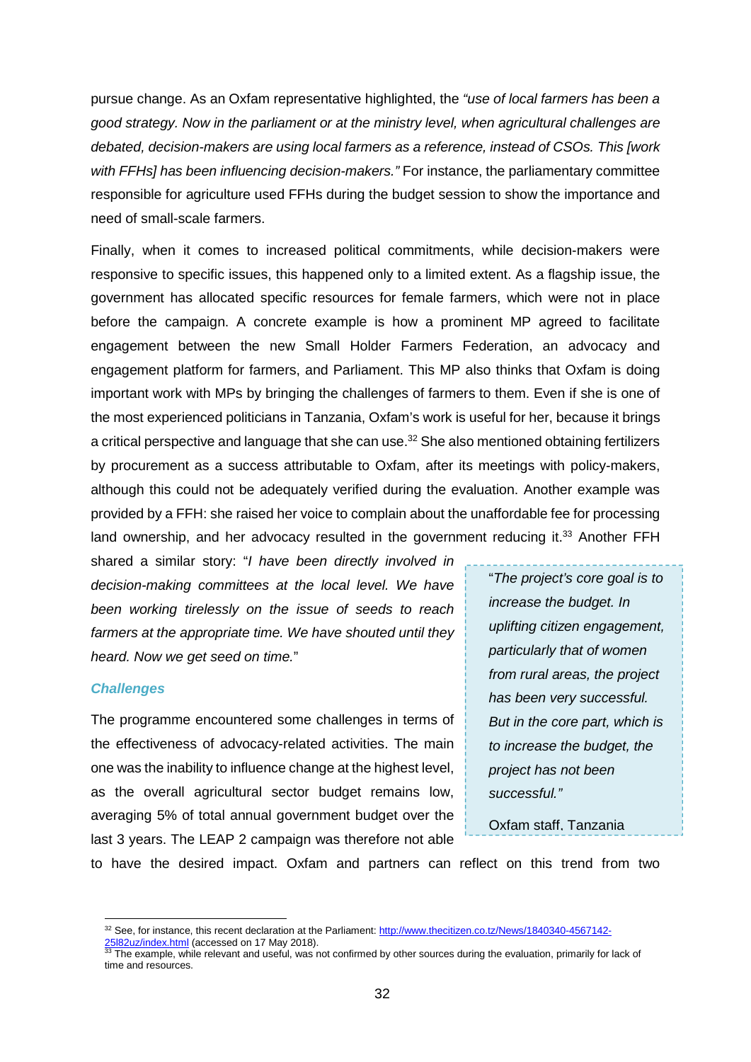pursue change. As an Oxfam representative highlighted, the *"use of local farmers has been a good strategy. Now in the parliament or at the ministry level, when agricultural challenges are debated, decision-makers are using local farmers as a reference, instead of CSOs. This [work with FFHs] has been influencing decision-makers."* For instance, the parliamentary committee responsible for agriculture used FFHs during the budget session to show the importance and need of small-scale farmers.

Finally, when it comes to increased political commitments, while decision-makers were responsive to specific issues, this happened only to a limited extent. As a flagship issue, the government has allocated specific resources for female farmers, which were not in place before the campaign. A concrete example is how a prominent MP agreed to facilitate engagement between the new Small Holder Farmers Federation, an advocacy and engagement platform for farmers, and Parliament. This MP also thinks that Oxfam is doing important work with MPs by bringing the challenges of farmers to them. Even if she is one of the most experienced politicians in Tanzania, Oxfam's work is useful for her, because it brings a critical perspective and language that she can use.[32] She also mentioned obtaining fertilizers by procurement as a success attributable to Oxfam, after its meetings with policy-makers, although this could not be adequately verified during the evaluation. Another example was provided by a FFH: she raised her voice to complain about the unaffordable fee for processing land ownership, and her advocacy resulted in the government reducing it.[33] Another FFH shared a similar story: "*I have been directly involved in decision-making committees at the local level. We have been working tirelessly on the issue of seeds to reach farmers at the appropriate time. We have shouted until they heard. Now we get seed on time.*"

> "*The project's core goal is to increase the budget. In uplifting citizen engagement, particularly that of women from rural areas, the project has been very successful. But in the core part, which is to increase the budget, the project has not been successful.*"
>
> Oxfam staff, Tanzania

### *Challenges*

The programme encountered some challenges in terms of the effectiveness of advocacy-related activities. The main one was the inability to influence change at the highest level, as the overall agricultural sector budget remains low, averaging 5% of total annual government budget over the last 3 years. The LEAP 2 campaign was therefore not able to have the desired impact. Oxfam and partners can reflect on this trend from two

---

[32] See, for instance, this recent declaration at the Parliament: http://www.thecitizen.co.tz/News/1840340-4567142-25l82uz/index.html (accessed on 17 May 2018).

[33] The example, while relevant and useful, was not confirmed by other sources during the evaluation, primarily for lack of time and resources.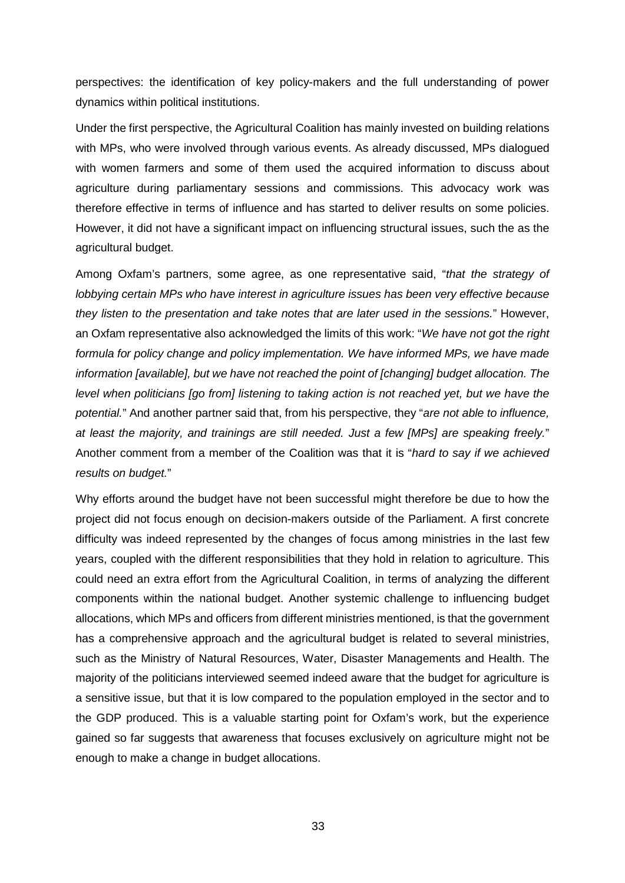perspectives: the identification of key policy-makers and the full understanding of power dynamics within political institutions.

Under the first perspective, the Agricultural Coalition has mainly invested on building relations with MPs, who were involved through various events. As already discussed, MPs dialogued with women farmers and some of them used the acquired information to discuss about agriculture during parliamentary sessions and commissions. This advocacy work was therefore effective in terms of influence and has started to deliver results on some policies. However, it did not have a significant impact on influencing structural issues, such the as the agricultural budget.

Among Oxfam's partners, some agree, as one representative said, "*that the strategy of lobbying certain MPs who have interest in agriculture issues has been very effective because they listen to the presentation and take notes that are later used in the sessions.*" However, an Oxfam representative also acknowledged the limits of this work: "*We have not got the right formula for policy change and policy implementation. We have informed MPs, we have made information [available], but we have not reached the point of [changing] budget allocation. The level when politicians [go from] listening to taking action is not reached yet, but we have the potential.*" And another partner said that, from his perspective, they "*are not able to influence, at least the majority, and trainings are still needed. Just a few [MPs] are speaking freely.*" Another comment from a member of the Coalition was that it is "*hard to say if we achieved results on budget.*"

Why efforts around the budget have not been successful might therefore be due to how the project did not focus enough on decision-makers outside of the Parliament. A first concrete difficulty was indeed represented by the changes of focus among ministries in the last few years, coupled with the different responsibilities that they hold in relation to agriculture. This could need an extra effort from the Agricultural Coalition, in terms of analyzing the different components within the national budget. Another systemic challenge to influencing budget allocations, which MPs and officers from different ministries mentioned, is that the government has a comprehensive approach and the agricultural budget is related to several ministries, such as the Ministry of Natural Resources, Water, Disaster Managements and Health. The majority of the politicians interviewed seemed indeed aware that the budget for agriculture is a sensitive issue, but that it is low compared to the population employed in the sector and to the GDP produced. This is a valuable starting point for Oxfam's work, but the experience gained so far suggests that awareness that focuses exclusively on agriculture might not be enough to make a change in budget allocations.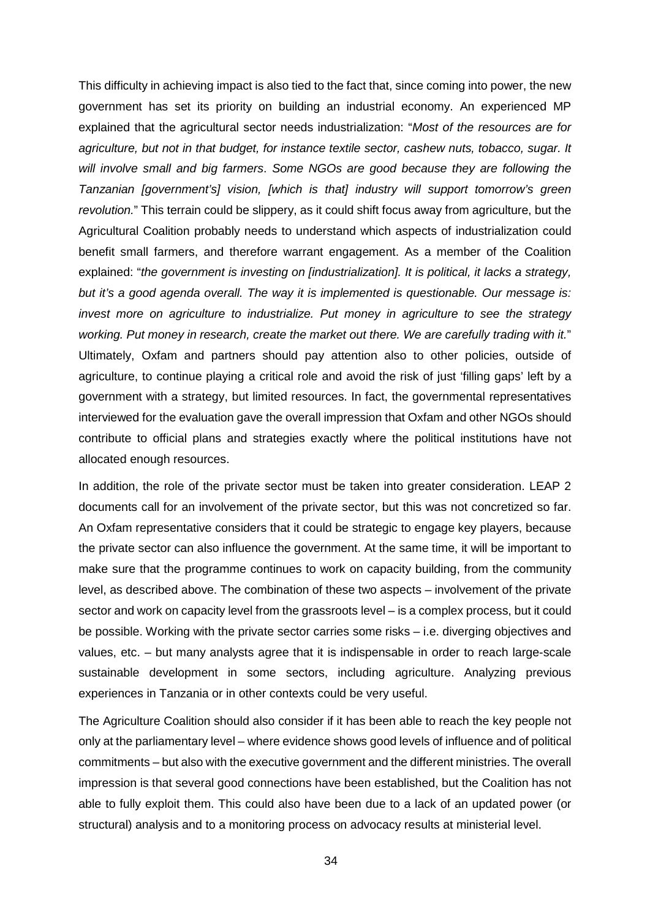This difficulty in achieving impact is also tied to the fact that, since coming into power, the new government has set its priority on building an industrial economy. An experienced MP explained that the agricultural sector needs industrialization: "*Most of the resources are for agriculture, but not in that budget, for instance textile sector, cashew nuts, tobacco, sugar. It will involve small and big farmers*. *Some NGOs are good because they are following the Tanzanian [government's] vision, [which is that] industry will support tomorrow's green revolution.*" This terrain could be slippery, as it could shift focus away from agriculture, but the Agricultural Coalition probably needs to understand which aspects of industrialization could benefit small farmers, and therefore warrant engagement. As a member of the Coalition explained: "*the government is investing on [industrialization]. It is political, it lacks a strategy, but it's a good agenda overall. The way it is implemented is questionable. Our message is: invest more on agriculture to industrialize. Put money in agriculture to see the strategy working. Put money in research, create the market out there. We are carefully trading with it.*" Ultimately, Oxfam and partners should pay attention also to other policies, outside of agriculture, to continue playing a critical role and avoid the risk of just 'filling gaps' left by a government with a strategy, but limited resources. In fact, the governmental representatives interviewed for the evaluation gave the overall impression that Oxfam and other NGOs should contribute to official plans and strategies exactly where the political institutions have not allocated enough resources.

In addition, the role of the private sector must be taken into greater consideration. LEAP 2 documents call for an involvement of the private sector, but this was not concretized so far. An Oxfam representative considers that it could be strategic to engage key players, because the private sector can also influence the government. At the same time, it will be important to make sure that the programme continues to work on capacity building, from the community level, as described above. The combination of these two aspects – involvement of the private sector and work on capacity level from the grassroots level – is a complex process, but it could be possible. Working with the private sector carries some risks – i.e. diverging objectives and values, etc. – but many analysts agree that it is indispensable in order to reach large-scale sustainable development in some sectors, including agriculture. Analyzing previous experiences in Tanzania or in other contexts could be very useful.

The Agriculture Coalition should also consider if it has been able to reach the key people not only at the parliamentary level – where evidence shows good levels of influence and of political commitments – but also with the executive government and the different ministries. The overall impression is that several good connections have been established, but the Coalition has not able to fully exploit them. This could also have been due to a lack of an updated power (or structural) analysis and to a monitoring process on advocacy results at ministerial level.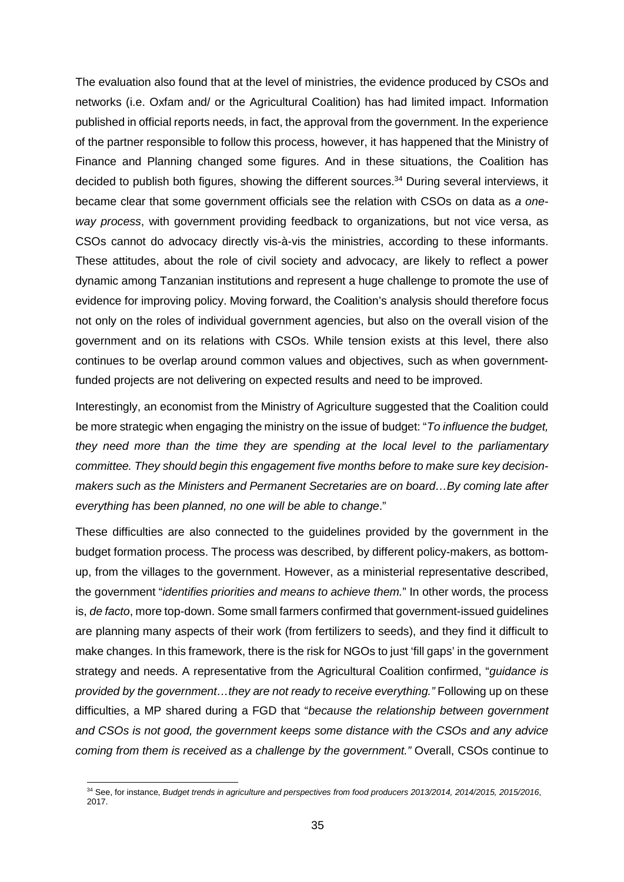The evaluation also found that at the level of ministries, the evidence produced by CSOs and networks (i.e. Oxfam and/ or the Agricultural Coalition) has had limited impact. Information published in official reports needs, in fact, the approval from the government. In the experience of the partner responsible to follow this process, however, it has happened that the Ministry of Finance and Planning changed some figures. And in these situations, the Coalition has decided to publish both figures, showing the different sources.[34] During several interviews, it became clear that some government officials see the relation with CSOs on data as *a one-way process*, with government providing feedback to organizations, but not vice versa, as CSOs cannot do advocacy directly vis-à-vis the ministries, according to these informants. These attitudes, about the role of civil society and advocacy, are likely to reflect a power dynamic among Tanzanian institutions and represent a huge challenge to promote the use of evidence for improving policy. Moving forward, the Coalition's analysis should therefore focus not only on the roles of individual government agencies, but also on the overall vision of the government and on its relations with CSOs. While tension exists at this level, there also continues to be overlap around common values and objectives, such as when government-funded projects are not delivering on expected results and need to be improved.

Interestingly, an economist from the Ministry of Agriculture suggested that the Coalition could be more strategic when engaging the ministry on the issue of budget: "*To influence the budget, they need more than the time they are spending at the local level to the parliamentary committee. They should begin this engagement five months before to make sure key decision-makers such as the Ministers and Permanent Secretaries are on board…By coming late after everything has been planned, no one will be able to change*."

These difficulties are also connected to the guidelines provided by the government in the budget formation process. The process was described, by different policy-makers, as bottom-up, from the villages to the government. However, as a ministerial representative described, the government "*identifies priorities and means to achieve them.*" In other words, the process is, *de facto*, more top-down. Some small farmers confirmed that government-issued guidelines are planning many aspects of their work (from fertilizers to seeds), and they find it difficult to make changes. In this framework, there is the risk for NGOs to just 'fill gaps' in the government strategy and needs. A representative from the Agricultural Coalition confirmed, "*guidance is provided by the government…they are not ready to receive everything."* Following up on these difficulties, a MP shared during a FGD that "*because the relationship between government and CSOs is not good, the government keeps some distance with the CSOs and any advice coming from them is received as a challenge by the government."* Overall, CSOs continue to

[34] See, for instance, *Budget trends in agriculture and perspectives from food producers 2013/2014, 2014/2015, 2015/2016*, 2017.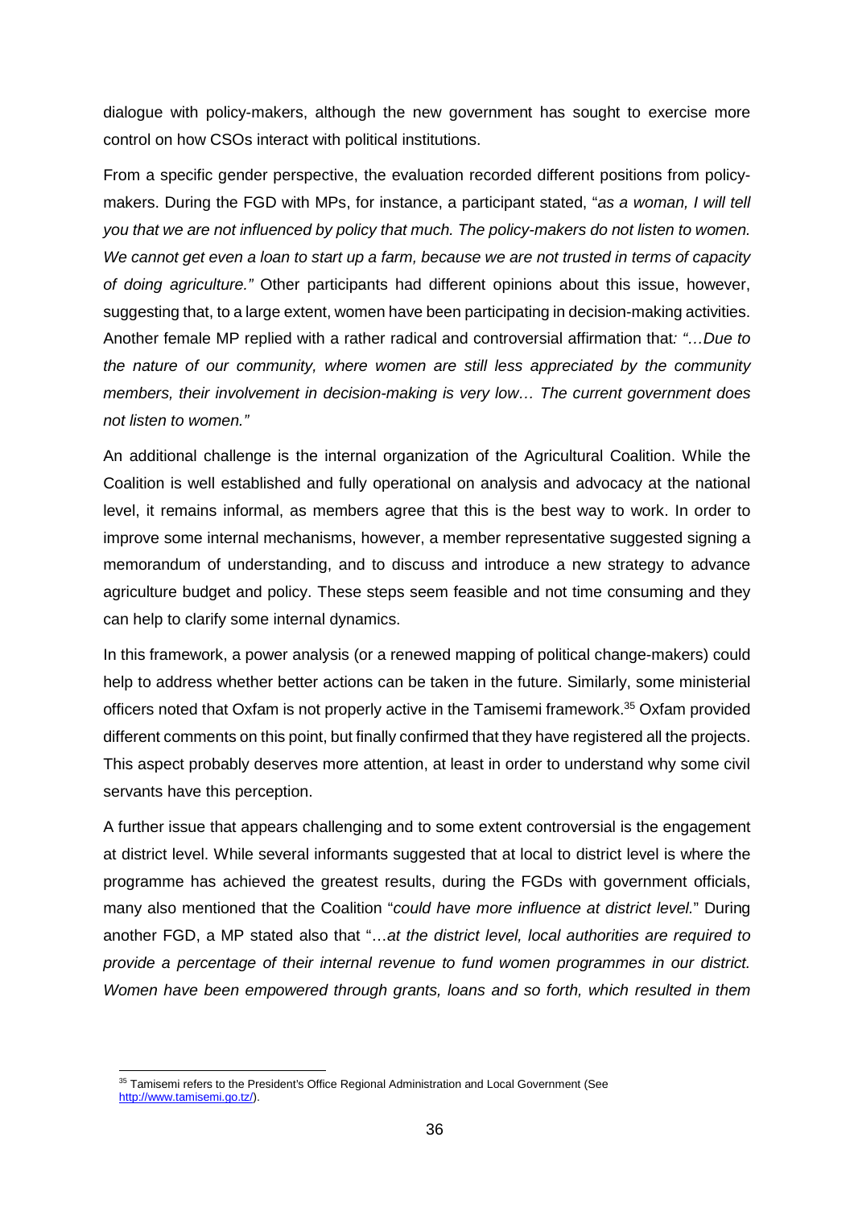dialogue with policy-makers, although the new government has sought to exercise more control on how CSOs interact with political institutions.

From a specific gender perspective, the evaluation recorded different positions from policy-makers. During the FGD with MPs, for instance, a participant stated, "*as a woman, I will tell you that we are not influenced by policy that much. The policy-makers do not listen to women. We cannot get even a loan to start up a farm, because we are not trusted in terms of capacity of doing agriculture."* Other participants had different opinions about this issue, however, suggesting that, to a large extent, women have been participating in decision-making activities. Another female MP replied with a rather radical and controversial affirmation that*: "…Due to the nature of our community, where women are still less appreciated by the community members, their involvement in decision-making is very low… The current government does not listen to women."*

An additional challenge is the internal organization of the Agricultural Coalition. While the Coalition is well established and fully operational on analysis and advocacy at the national level, it remains informal, as members agree that this is the best way to work. In order to improve some internal mechanisms, however, a member representative suggested signing a memorandum of understanding, and to discuss and introduce a new strategy to advance agriculture budget and policy. These steps seem feasible and not time consuming and they can help to clarify some internal dynamics.

In this framework, a power analysis (or a renewed mapping of political change-makers) could help to address whether better actions can be taken in the future. Similarly, some ministerial officers noted that Oxfam is not properly active in the Tamisemi framework.[35] Oxfam provided different comments on this point, but finally confirmed that they have registered all the projects. This aspect probably deserves more attention, at least in order to understand why some civil servants have this perception.

A further issue that appears challenging and to some extent controversial is the engagement at district level. While several informants suggested that at local to district level is where the programme has achieved the greatest results, during the FGDs with government officials, many also mentioned that the Coalition "*could have more influence at district level.*" During another FGD, a MP stated also that "…*at the district level, local authorities are required to provide a percentage of their internal revenue to fund women programmes in our district. Women have been empowered through grants, loans and so forth, which resulted in them*

[35] Tamisemi refers to the President's Office Regional Administration and Local Government (See http://www.tamisemi.go.tz/).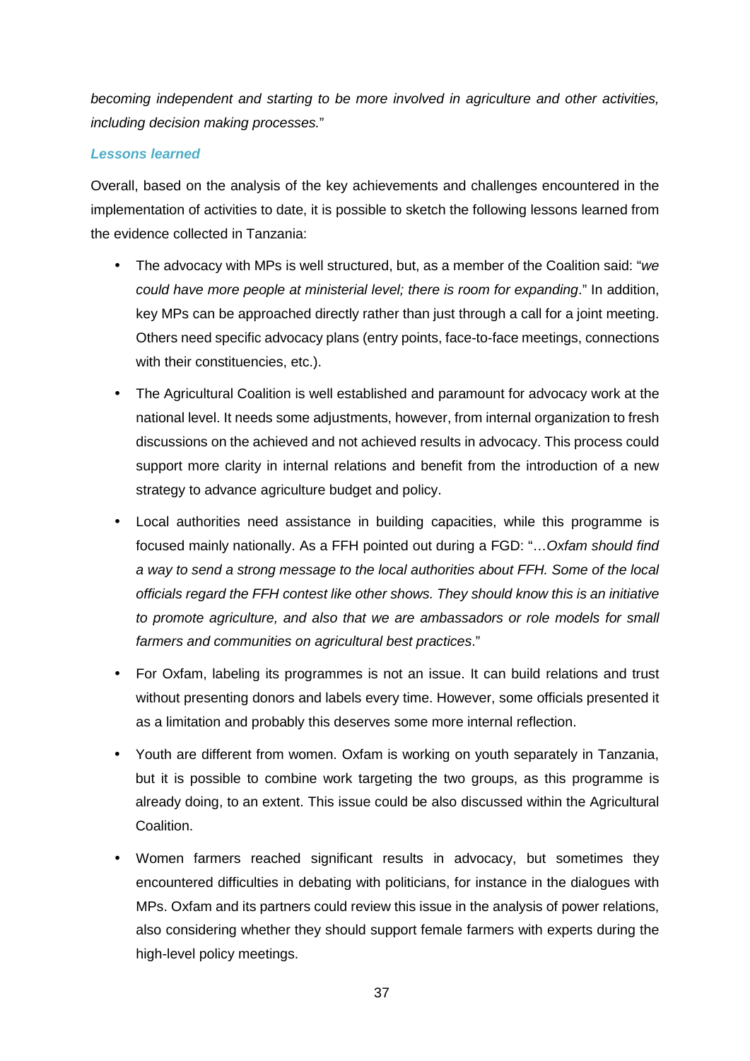*becoming independent and starting to be more involved in agriculture and other activities, including decision making processes.*"

### *Lessons learned*

Overall, based on the analysis of the key achievements and challenges encountered in the implementation of activities to date, it is possible to sketch the following lessons learned from the evidence collected in Tanzania:

- The advocacy with MPs is well structured, but, as a member of the Coalition said: "*we could have more people at ministerial level; there is room for expanding*." In addition, key MPs can be approached directly rather than just through a call for a joint meeting. Others need specific advocacy plans (entry points, face-to-face meetings, connections with their constituencies, etc.).
- The Agricultural Coalition is well established and paramount for advocacy work at the national level. It needs some adjustments, however, from internal organization to fresh discussions on the achieved and not achieved results in advocacy. This process could support more clarity in internal relations and benefit from the introduction of a new strategy to advance agriculture budget and policy.
- Local authorities need assistance in building capacities, while this programme is focused mainly nationally. As a FFH pointed out during a FGD: "…*Oxfam should find a way to send a strong message to the local authorities about FFH. Some of the local officials regard the FFH contest like other shows. They should know this is an initiative to promote agriculture, and also that we are ambassadors or role models for small farmers and communities on agricultural best practices*."
- For Oxfam, labeling its programmes is not an issue. It can build relations and trust without presenting donors and labels every time. However, some officials presented it as a limitation and probably this deserves some more internal reflection.
- Youth are different from women. Oxfam is working on youth separately in Tanzania, but it is possible to combine work targeting the two groups, as this programme is already doing, to an extent. This issue could be also discussed within the Agricultural Coalition.
- Women farmers reached significant results in advocacy, but sometimes they encountered difficulties in debating with politicians, for instance in the dialogues with MPs. Oxfam and its partners could review this issue in the analysis of power relations, also considering whether they should support female farmers with experts during the high-level policy meetings.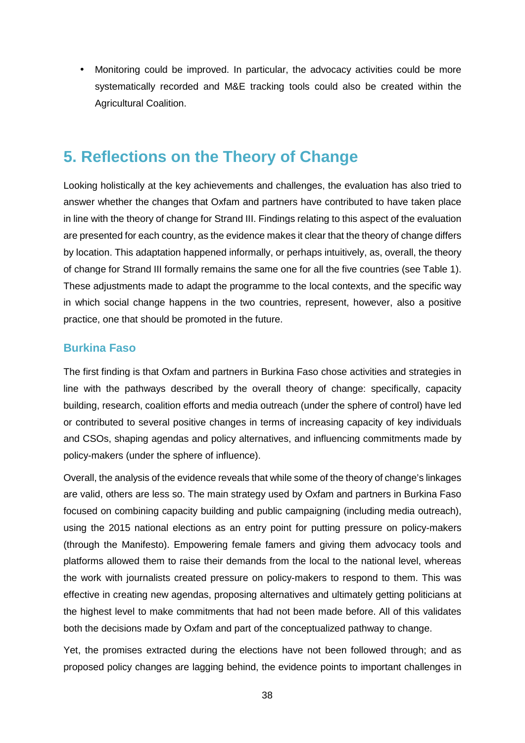- Monitoring could be improved. In particular, the advocacy activities could be more systematically recorded and M&E tracking tools could also be created within the Agricultural Coalition.

# 5. Reflections on the Theory of Change

Looking holistically at the key achievements and challenges, the evaluation has also tried to answer whether the changes that Oxfam and partners have contributed to have taken place in line with the theory of change for Strand III. Findings relating to this aspect of the evaluation are presented for each country, as the evidence makes it clear that the theory of change differs by location. This adaptation happened informally, or perhaps intuitively, as, overall, the theory of change for Strand III formally remains the same one for all the five countries (see Table 1). These adjustments made to adapt the programme to the local contexts, and the specific way in which social change happens in the two countries, represent, however, also a positive practice, one that should be promoted in the future.

## Burkina Faso

The first finding is that Oxfam and partners in Burkina Faso chose activities and strategies in line with the pathways described by the overall theory of change: specifically, capacity building, research, coalition efforts and media outreach (under the sphere of control) have led or contributed to several positive changes in terms of increasing capacity of key individuals and CSOs, shaping agendas and policy alternatives, and influencing commitments made by policy-makers (under the sphere of influence).

Overall, the analysis of the evidence reveals that while some of the theory of change's linkages are valid, others are less so. The main strategy used by Oxfam and partners in Burkina Faso focused on combining capacity building and public campaigning (including media outreach), using the 2015 national elections as an entry point for putting pressure on policy-makers (through the Manifesto). Empowering female famers and giving them advocacy tools and platforms allowed them to raise their demands from the local to the national level, whereas the work with journalists created pressure on policy-makers to respond to them. This was effective in creating new agendas, proposing alternatives and ultimately getting politicians at the highest level to make commitments that had not been made before. All of this validates both the decisions made by Oxfam and part of the conceptualized pathway to change.

Yet, the promises extracted during the elections have not been followed through; and as proposed policy changes are lagging behind, the evidence points to important challenges in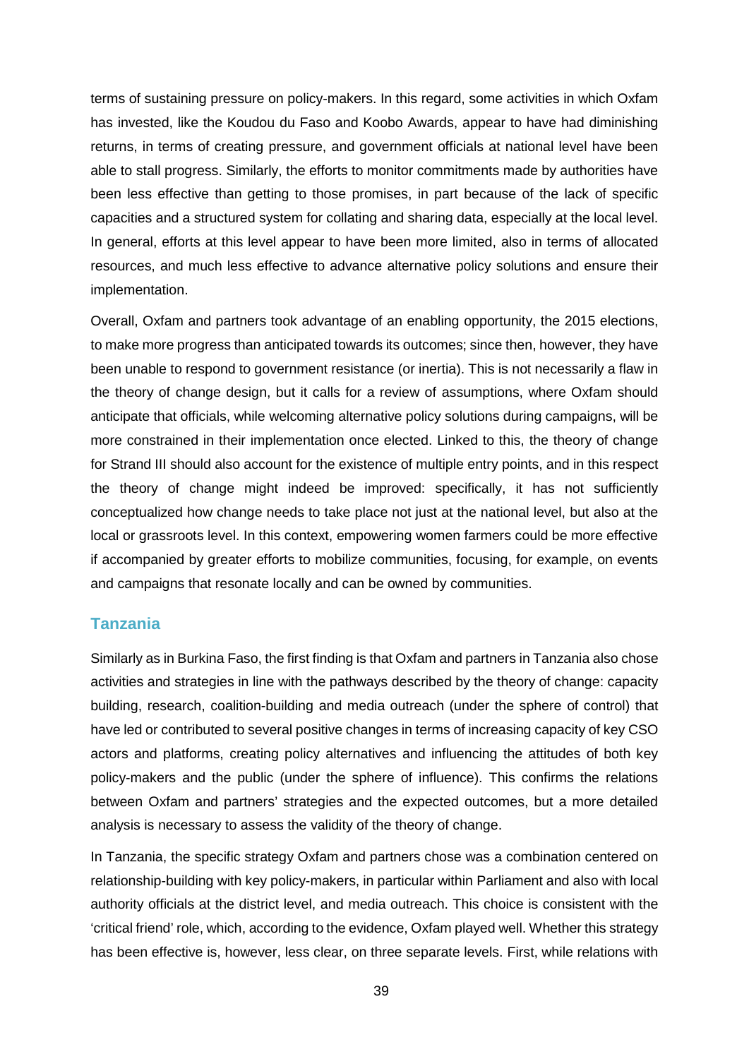terms of sustaining pressure on policy-makers. In this regard, some activities in which Oxfam has invested, like the Koudou du Faso and Koobo Awards, appear to have had diminishing returns, in terms of creating pressure, and government officials at national level have been able to stall progress. Similarly, the efforts to monitor commitments made by authorities have been less effective than getting to those promises, in part because of the lack of specific capacities and a structured system for collating and sharing data, especially at the local level. In general, efforts at this level appear to have been more limited, also in terms of allocated resources, and much less effective to advance alternative policy solutions and ensure their implementation.

Overall, Oxfam and partners took advantage of an enabling opportunity, the 2015 elections, to make more progress than anticipated towards its outcomes; since then, however, they have been unable to respond to government resistance (or inertia). This is not necessarily a flaw in the theory of change design, but it calls for a review of assumptions, where Oxfam should anticipate that officials, while welcoming alternative policy solutions during campaigns, will be more constrained in their implementation once elected. Linked to this, the theory of change for Strand III should also account for the existence of multiple entry points, and in this respect the theory of change might indeed be improved: specifically, it has not sufficiently conceptualized how change needs to take place not just at the national level, but also at the local or grassroots level. In this context, empowering women farmers could be more effective if accompanied by greater efforts to mobilize communities, focusing, for example, on events and campaigns that resonate locally and can be owned by communities.

### Tanzania

Similarly as in Burkina Faso, the first finding is that Oxfam and partners in Tanzania also chose activities and strategies in line with the pathways described by the theory of change: capacity building, research, coalition-building and media outreach (under the sphere of control) that have led or contributed to several positive changes in terms of increasing capacity of key CSO actors and platforms, creating policy alternatives and influencing the attitudes of both key policy-makers and the public (under the sphere of influence). This confirms the relations between Oxfam and partners' strategies and the expected outcomes, but a more detailed analysis is necessary to assess the validity of the theory of change.

In Tanzania, the specific strategy Oxfam and partners chose was a combination centered on relationship-building with key policy-makers, in particular within Parliament and also with local authority officials at the district level, and media outreach. This choice is consistent with the 'critical friend' role, which, according to the evidence, Oxfam played well. Whether this strategy has been effective is, however, less clear, on three separate levels. First, while relations with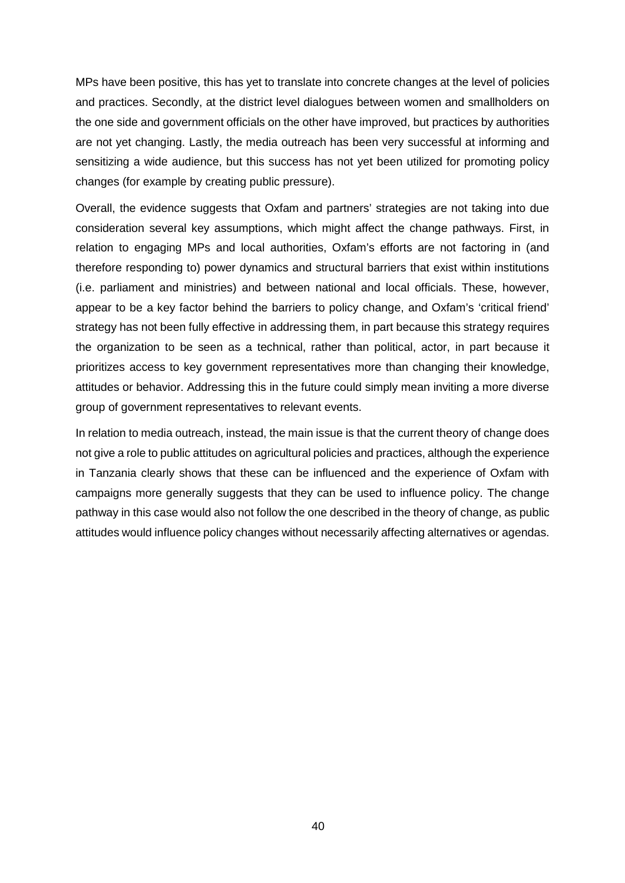MPs have been positive, this has yet to translate into concrete changes at the level of policies and practices. Secondly, at the district level dialogues between women and smallholders on the one side and government officials on the other have improved, but practices by authorities are not yet changing. Lastly, the media outreach has been very successful at informing and sensitizing a wide audience, but this success has not yet been utilized for promoting policy changes (for example by creating public pressure).

Overall, the evidence suggests that Oxfam and partners' strategies are not taking into due consideration several key assumptions, which might affect the change pathways. First, in relation to engaging MPs and local authorities, Oxfam's efforts are not factoring in (and therefore responding to) power dynamics and structural barriers that exist within institutions (i.e. parliament and ministries) and between national and local officials. These, however, appear to be a key factor behind the barriers to policy change, and Oxfam's 'critical friend' strategy has not been fully effective in addressing them, in part because this strategy requires the organization to be seen as a technical, rather than political, actor, in part because it prioritizes access to key government representatives more than changing their knowledge, attitudes or behavior. Addressing this in the future could simply mean inviting a more diverse group of government representatives to relevant events.

In relation to media outreach, instead, the main issue is that the current theory of change does not give a role to public attitudes on agricultural policies and practices, although the experience in Tanzania clearly shows that these can be influenced and the experience of Oxfam with campaigns more generally suggests that they can be used to influence policy. The change pathway in this case would also not follow the one described in the theory of change, as public attitudes would influence policy changes without necessarily affecting alternatives or agendas.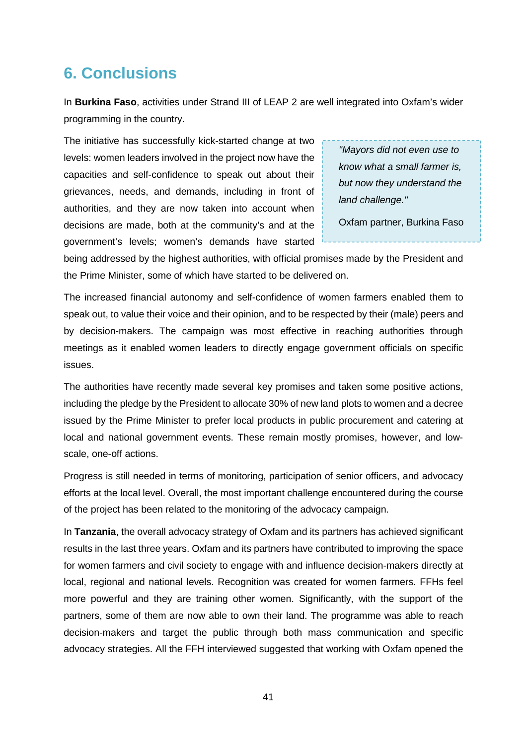## 6. Conclusions

In **Burkina Faso**, activities under Strand III of LEAP 2 are well integrated into Oxfam's wider programming in the country.

The initiative has successfully kick-started change at two levels: women leaders involved in the project now have the capacities and self-confidence to speak out about their grievances, needs, and demands, including in front of authorities, and they are now taken into account when decisions are made, both at the community's and at the government's levels; women's demands have started being addressed by the highest authorities, with official promises made by the President and the Prime Minister, some of which have started to be delivered on.

> *"Mayors did not even use to know what a small farmer is, but now they understand the land challenge."*
>
> Oxfam partner, Burkina Faso

The increased financial autonomy and self-confidence of women farmers enabled them to speak out, to value their voice and their opinion, and to be respected by their (male) peers and by decision-makers. The campaign was most effective in reaching authorities through meetings as it enabled women leaders to directly engage government officials on specific issues.

The authorities have recently made several key promises and taken some positive actions, including the pledge by the President to allocate 30% of new land plots to women and a decree issued by the Prime Minister to prefer local products in public procurement and catering at local and national government events. These remain mostly promises, however, and low-scale, one-off actions.

Progress is still needed in terms of monitoring, participation of senior officers, and advocacy efforts at the local level. Overall, the most important challenge encountered during the course of the project has been related to the monitoring of the advocacy campaign.

In **Tanzania**, the overall advocacy strategy of Oxfam and its partners has achieved significant results in the last three years. Oxfam and its partners have contributed to improving the space for women farmers and civil society to engage with and influence decision-makers directly at local, regional and national levels. Recognition was created for women farmers. FFHs feel more powerful and they are training other women. Significantly, with the support of the partners, some of them are now able to own their land. The programme was able to reach decision-makers and target the public through both mass communication and specific advocacy strategies. All the FFH interviewed suggested that working with Oxfam opened the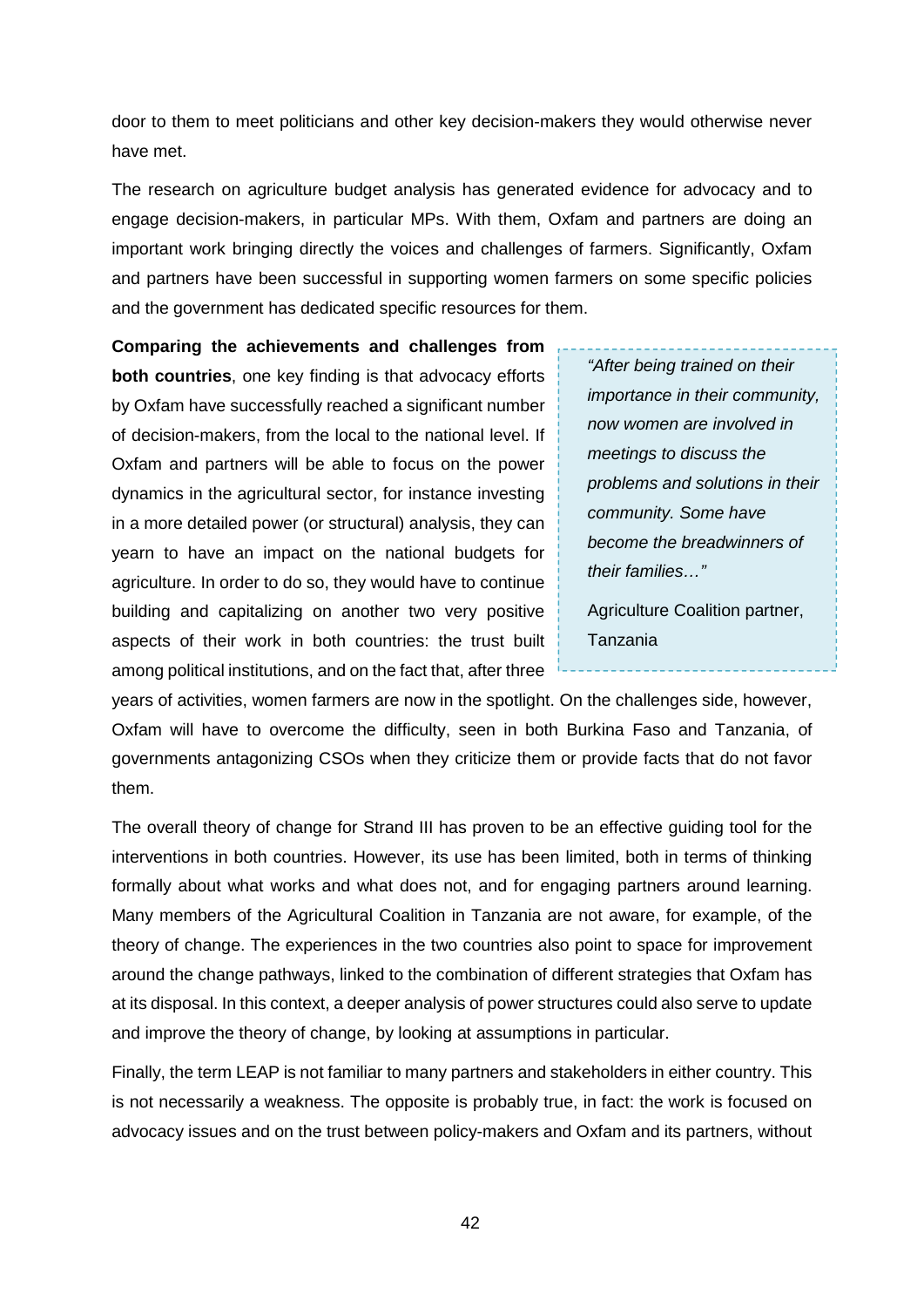door to them to meet politicians and other key decision-makers they would otherwise never have met.

The research on agriculture budget analysis has generated evidence for advocacy and to engage decision-makers, in particular MPs. With them, Oxfam and partners are doing an important work bringing directly the voices and challenges of farmers. Significantly, Oxfam and partners have been successful in supporting women farmers on some specific policies and the government has dedicated specific resources for them.

**Comparing the achievements and challenges from both countries**, one key finding is that advocacy efforts by Oxfam have successfully reached a significant number of decision-makers, from the local to the national level. If Oxfam and partners will be able to focus on the power dynamics in the agricultural sector, for instance investing in a more detailed power (or structural) analysis, they can yearn to have an impact on the national budgets for agriculture. In order to do so, they would have to continue building and capitalizing on another two very positive aspects of their work in both countries: the trust built among political institutions, and on the fact that, after three years of activities, women farmers are now in the spotlight. On the challenges side, however, Oxfam will have to overcome the difficulty, seen in both Burkina Faso and Tanzania, of governments antagonizing CSOs when they criticize them or provide facts that do not favor them.

> *"After being trained on their importance in their community, now women are involved in meetings to discuss the problems and solutions in their community. Some have become the breadwinners of their families…"*
>
> Agriculture Coalition partner, Tanzania

The overall theory of change for Strand III has proven to be an effective guiding tool for the interventions in both countries. However, its use has been limited, both in terms of thinking formally about what works and what does not, and for engaging partners around learning. Many members of the Agricultural Coalition in Tanzania are not aware, for example, of the theory of change. The experiences in the two countries also point to space for improvement around the change pathways, linked to the combination of different strategies that Oxfam has at its disposal. In this context, a deeper analysis of power structures could also serve to update and improve the theory of change, by looking at assumptions in particular.

Finally, the term LEAP is not familiar to many partners and stakeholders in either country. This is not necessarily a weakness. The opposite is probably true, in fact: the work is focused on advocacy issues and on the trust between policy-makers and Oxfam and its partners, without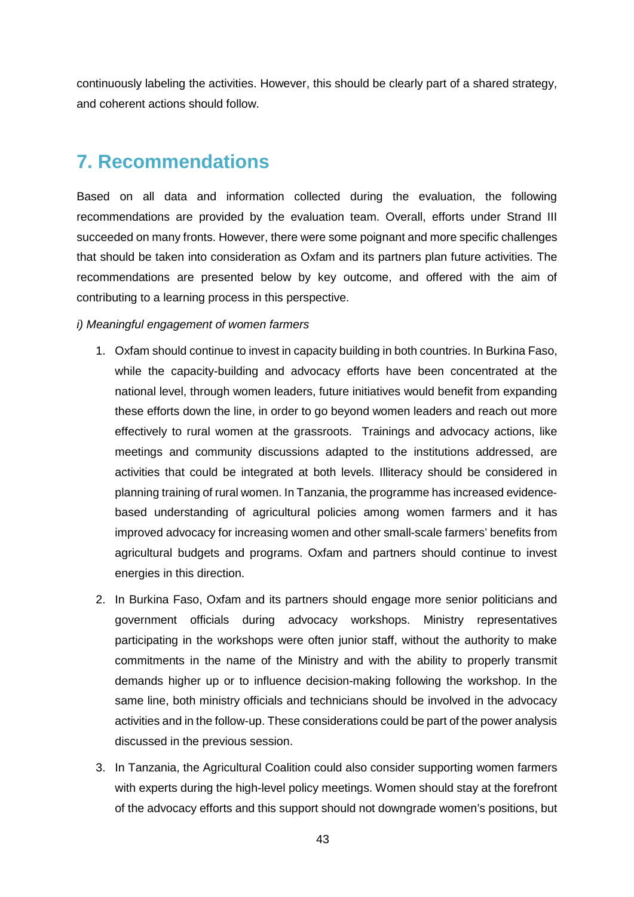continuously labeling the activities. However, this should be clearly part of a shared strategy, and coherent actions should follow.

## 7. Recommendations

Based on all data and information collected during the evaluation, the following recommendations are provided by the evaluation team. Overall, efforts under Strand III succeeded on many fronts. However, there were some poignant and more specific challenges that should be taken into consideration as Oxfam and its partners plan future activities. The recommendations are presented below by key outcome, and offered with the aim of contributing to a learning process in this perspective.

*i) Meaningful engagement of women farmers*

1. Oxfam should continue to invest in capacity building in both countries. In Burkina Faso, while the capacity-building and advocacy efforts have been concentrated at the national level, through women leaders, future initiatives would benefit from expanding these efforts down the line, in order to go beyond women leaders and reach out more effectively to rural women at the grassroots. Trainings and advocacy actions, like meetings and community discussions adapted to the institutions addressed, are activities that could be integrated at both levels. Illiteracy should be considered in planning training of rural women. In Tanzania, the programme has increased evidence-based understanding of agricultural policies among women farmers and it has improved advocacy for increasing women and other small-scale farmers' benefits from agricultural budgets and programs. Oxfam and partners should continue to invest energies in this direction.
2. In Burkina Faso, Oxfam and its partners should engage more senior politicians and government officials during advocacy workshops. Ministry representatives participating in the workshops were often junior staff, without the authority to make commitments in the name of the Ministry and with the ability to properly transmit demands higher up or to influence decision-making following the workshop. In the same line, both ministry officials and technicians should be involved in the advocacy activities and in the follow-up. These considerations could be part of the power analysis discussed in the previous session.
3. In Tanzania, the Agricultural Coalition could also consider supporting women farmers with experts during the high-level policy meetings. Women should stay at the forefront of the advocacy efforts and this support should not downgrade women's positions, but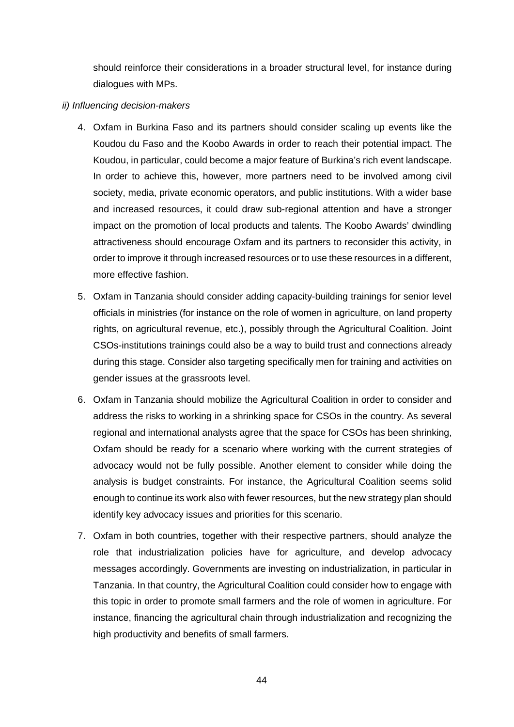should reinforce their considerations in a broader structural level, for instance during dialogues with MPs.

*ii) Influencing decision-makers*

4. Oxfam in Burkina Faso and its partners should consider scaling up events like the Koudou du Faso and the Koobo Awards in order to reach their potential impact. The Koudou, in particular, could become a major feature of Burkina's rich event landscape. In order to achieve this, however, more partners need to be involved among civil society, media, private economic operators, and public institutions. With a wider base and increased resources, it could draw sub-regional attention and have a stronger impact on the promotion of local products and talents. The Koobo Awards' dwindling attractiveness should encourage Oxfam and its partners to reconsider this activity, in order to improve it through increased resources or to use these resources in a different, more effective fashion.

5. Oxfam in Tanzania should consider adding capacity-building trainings for senior level officials in ministries (for instance on the role of women in agriculture, on land property rights, on agricultural revenue, etc.), possibly through the Agricultural Coalition. Joint CSOs-institutions trainings could also be a way to build trust and connections already during this stage. Consider also targeting specifically men for training and activities on gender issues at the grassroots level.

6. Oxfam in Tanzania should mobilize the Agricultural Coalition in order to consider and address the risks to working in a shrinking space for CSOs in the country. As several regional and international analysts agree that the space for CSOs has been shrinking, Oxfam should be ready for a scenario where working with the current strategies of advocacy would not be fully possible. Another element to consider while doing the analysis is budget constraints. For instance, the Agricultural Coalition seems solid enough to continue its work also with fewer resources, but the new strategy plan should identify key advocacy issues and priorities for this scenario.

7. Oxfam in both countries, together with their respective partners, should analyze the role that industrialization policies have for agriculture, and develop advocacy messages accordingly. Governments are investing on industrialization, in particular in Tanzania. In that country, the Agricultural Coalition could consider how to engage with this topic in order to promote small farmers and the role of women in agriculture. For instance, financing the agricultural chain through industrialization and recognizing the high productivity and benefits of small farmers.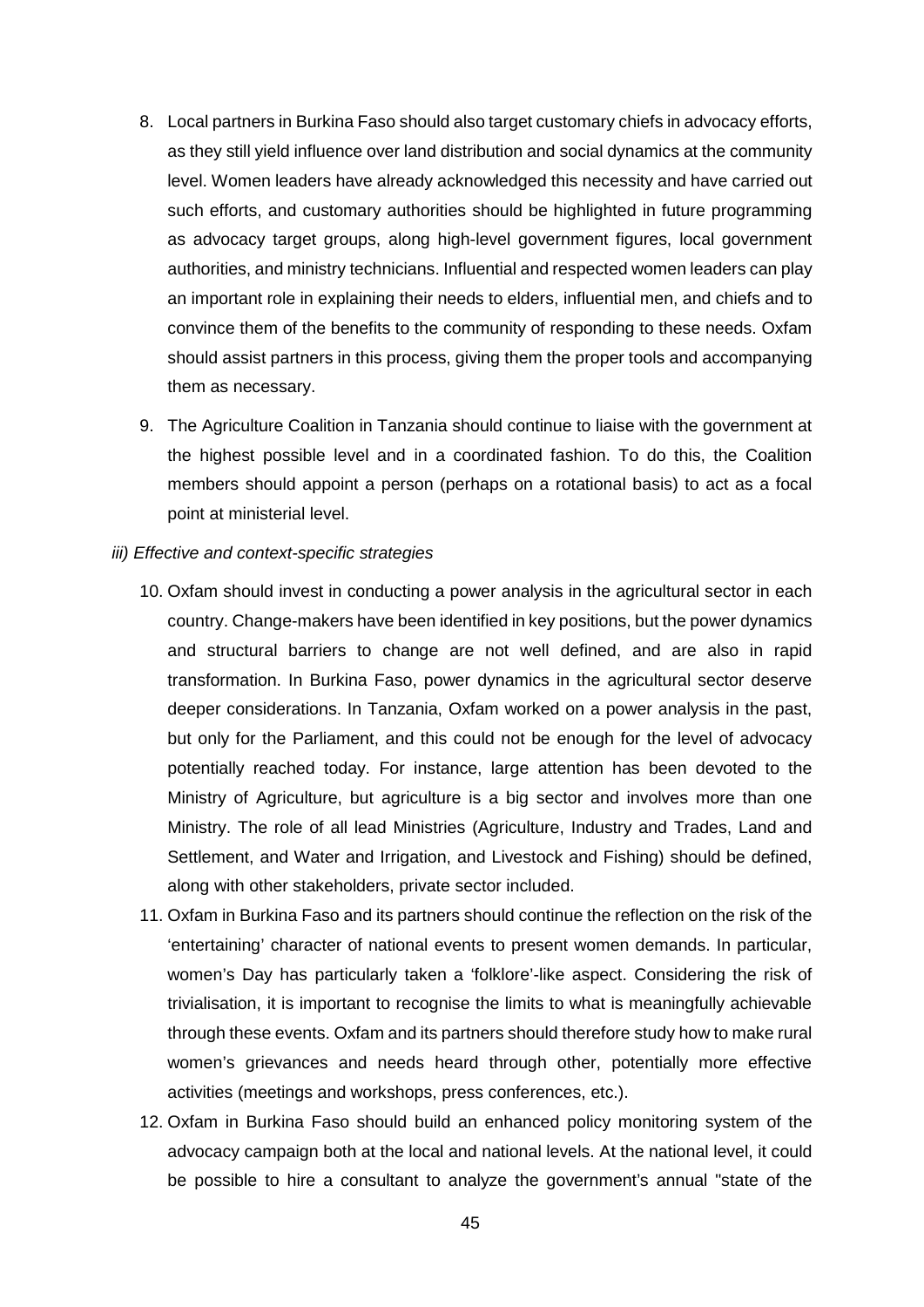8. Local partners in Burkina Faso should also target customary chiefs in advocacy efforts, as they still yield influence over land distribution and social dynamics at the community level. Women leaders have already acknowledged this necessity and have carried out such efforts, and customary authorities should be highlighted in future programming as advocacy target groups, along high-level government figures, local government authorities, and ministry technicians. Influential and respected women leaders can play an important role in explaining their needs to elders, influential men, and chiefs and to convince them of the benefits to the community of responding to these needs. Oxfam should assist partners in this process, giving them the proper tools and accompanying them as necessary.

9. The Agriculture Coalition in Tanzania should continue to liaise with the government at the highest possible level and in a coordinated fashion. To do this, the Coalition members should appoint a person (perhaps on a rotational basis) to act as a focal point at ministerial level.

*iii) Effective and context-specific strategies*

10. Oxfam should invest in conducting a power analysis in the agricultural sector in each country. Change-makers have been identified in key positions, but the power dynamics and structural barriers to change are not well defined, and are also in rapid transformation. In Burkina Faso, power dynamics in the agricultural sector deserve deeper considerations. In Tanzania, Oxfam worked on a power analysis in the past, but only for the Parliament, and this could not be enough for the level of advocacy potentially reached today. For instance, large attention has been devoted to the Ministry of Agriculture, but agriculture is a big sector and involves more than one Ministry. The role of all lead Ministries (Agriculture, Industry and Trades, Land and Settlement, and Water and Irrigation, and Livestock and Fishing) should be defined, along with other stakeholders, private sector included.
11. Oxfam in Burkina Faso and its partners should continue the reflection on the risk of the 'entertaining' character of national events to present women demands. In particular, women's Day has particularly taken a 'folklore'-like aspect. Considering the risk of trivialisation, it is important to recognise the limits to what is meaningfully achievable through these events. Oxfam and its partners should therefore study how to make rural women's grievances and needs heard through other, potentially more effective activities (meetings and workshops, press conferences, etc.).
12. Oxfam in Burkina Faso should build an enhanced policy monitoring system of the advocacy campaign both at the local and national levels. At the national level, it could be possible to hire a consultant to analyze the government's annual "state of the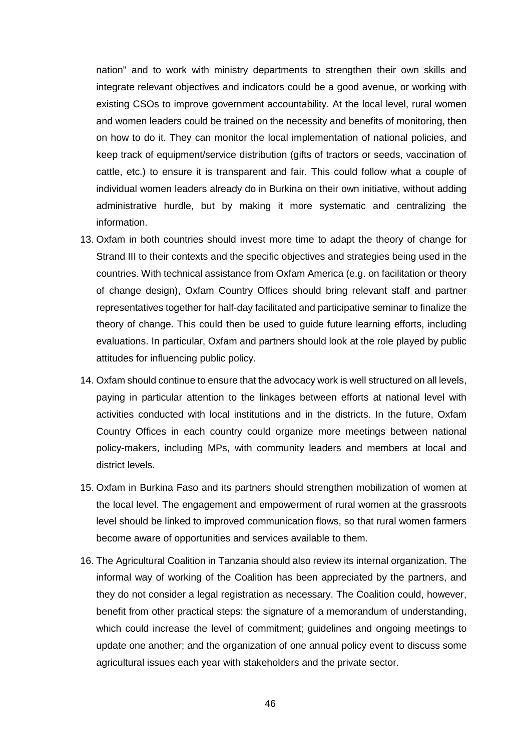nation" and to work with ministry departments to strengthen their own skills and integrate relevant objectives and indicators could be a good avenue, or working with existing CSOs to improve government accountability. At the local level, rural women and women leaders could be trained on the necessity and benefits of monitoring, then on how to do it. They can monitor the local implementation of national policies, and keep track of equipment/service distribution (gifts of tractors or seeds, vaccination of cattle, etc.) to ensure it is transparent and fair. This could follow what a couple of individual women leaders already do in Burkina on their own initiative, without adding administrative hurdle, but by making it more systematic and centralizing the information.

13. Oxfam in both countries should invest more time to adapt the theory of change for Strand III to their contexts and the specific objectives and strategies being used in the countries. With technical assistance from Oxfam America (e.g. on facilitation or theory of change design), Oxfam Country Offices should bring relevant staff and partner representatives together for half-day facilitated and participative seminar to finalize the theory of change. This could then be used to guide future learning efforts, including evaluations. In particular, Oxfam and partners should look at the role played by public attitudes for influencing public policy.
14. Oxfam should continue to ensure that the advocacy work is well structured on all levels, paying in particular attention to the linkages between efforts at national level with activities conducted with local institutions and in the districts. In the future, Oxfam Country Offices in each country could organize more meetings between national policy-makers, including MPs, with community leaders and members at local and district levels.
15. Oxfam in Burkina Faso and its partners should strengthen mobilization of women at the local level. The engagement and empowerment of rural women at the grassroots level should be linked to improved communication flows, so that rural women farmers become aware of opportunities and services available to them.
16. The Agricultural Coalition in Tanzania should also review its internal organization. The informal way of working of the Coalition has been appreciated by the partners, and they do not consider a legal registration as necessary. The Coalition could, however, benefit from other practical steps: the signature of a memorandum of understanding, which could increase the level of commitment; guidelines and ongoing meetings to update one another; and the organization of one annual policy event to discuss some agricultural issues each year with stakeholders and the private sector.